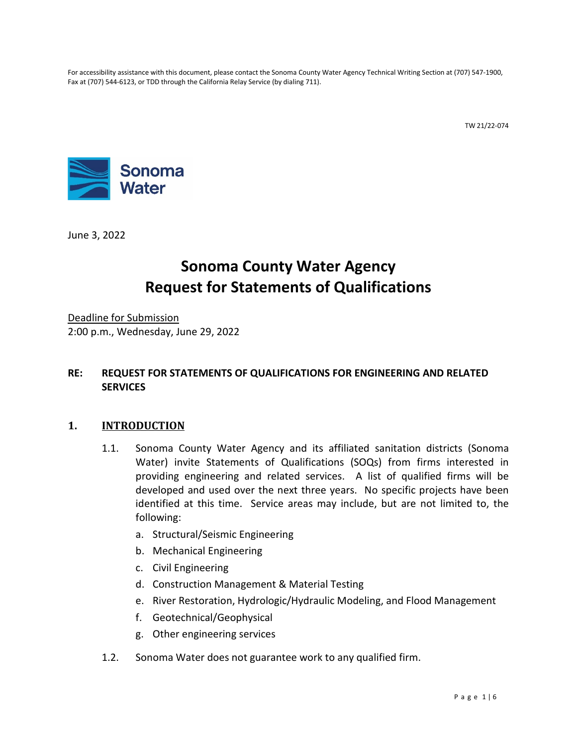For accessibility assistance with this document, please contact the Sonoma County Water Agency Technical Writing Section at (707) 547-1900, Fax at (707) 544-6123, or TDD through the California Relay Service (by dialing 711).

TW 21/22-074

Sonoma Water

June 3, 2022

# Sonoma County Water Agency
# Request for Statements of Qualifications

Deadline for Submission
2:00 p.m., Wednesday, June 29, 2022

**RE: REQUEST FOR STATEMENTS OF QUALIFICATIONS FOR ENGINEERING AND RELATED SERVICES**

## 1. INTRODUCTION

1.1. Sonoma County Water Agency and its affiliated sanitation districts (Sonoma Water) invite Statements of Qualifications (SOQs) from firms interested in providing engineering and related services. A list of qualified firms will be developed and used over the next three years. No specific projects have been identified at this time. Service areas may include, but are not limited to, the following:

a. Structural/Seismic Engineering
b. Mechanical Engineering
c. Civil Engineering
d. Construction Management & Material Testing
e. River Restoration, Hydrologic/Hydraulic Modeling, and Flood Management
f. Geotechnical/Geophysical
g. Other engineering services

1.2. Sonoma Water does not guarantee work to any qualified firm.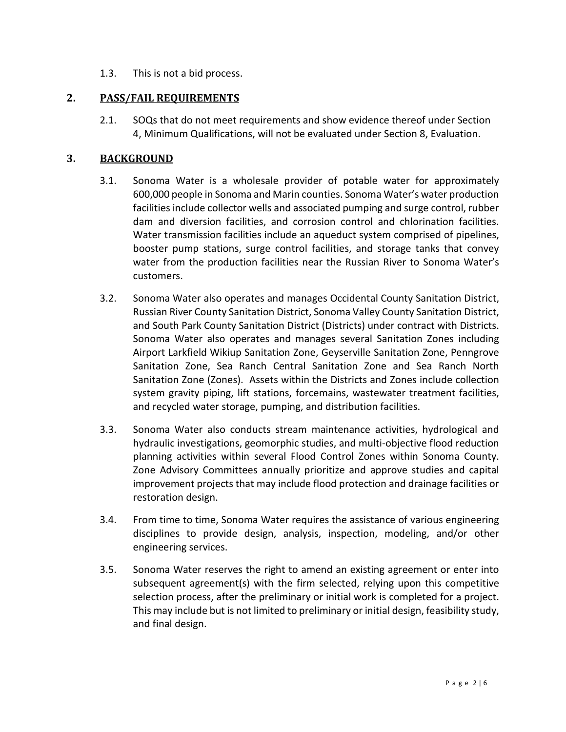1.3. This is not a bid process.

## 2. PASS/FAIL REQUIREMENTS

2.1. SOQs that do not meet requirements and show evidence thereof under Section 4, Minimum Qualifications, will not be evaluated under Section 8, Evaluation.

## 3. BACKGROUND

3.1. Sonoma Water is a wholesale provider of potable water for approximately 600,000 people in Sonoma and Marin counties. Sonoma Water's water production facilities include collector wells and associated pumping and surge control, rubber dam and diversion facilities, and corrosion control and chlorination facilities. Water transmission facilities include an aqueduct system comprised of pipelines, booster pump stations, surge control facilities, and storage tanks that convey water from the production facilities near the Russian River to Sonoma Water's customers.

3.2. Sonoma Water also operates and manages Occidental County Sanitation District, Russian River County Sanitation District, Sonoma Valley County Sanitation District, and South Park County Sanitation District (Districts) under contract with Districts. Sonoma Water also operates and manages several Sanitation Zones including Airport Larkfield Wikiup Sanitation Zone, Geyserville Sanitation Zone, Penngrove Sanitation Zone, Sea Ranch Central Sanitation Zone and Sea Ranch North Sanitation Zone (Zones). Assets within the Districts and Zones include collection system gravity piping, lift stations, forcemains, wastewater treatment facilities, and recycled water storage, pumping, and distribution facilities.

3.3. Sonoma Water also conducts stream maintenance activities, hydrological and hydraulic investigations, geomorphic studies, and multi-objective flood reduction planning activities within several Flood Control Zones within Sonoma County. Zone Advisory Committees annually prioritize and approve studies and capital improvement projects that may include flood protection and drainage facilities or restoration design.

3.4. From time to time, Sonoma Water requires the assistance of various engineering disciplines to provide design, analysis, inspection, modeling, and/or other engineering services.

3.5. Sonoma Water reserves the right to amend an existing agreement or enter into subsequent agreement(s) with the firm selected, relying upon this competitive selection process, after the preliminary or initial work is completed for a project. This may include but is not limited to preliminary or initial design, feasibility study, and final design.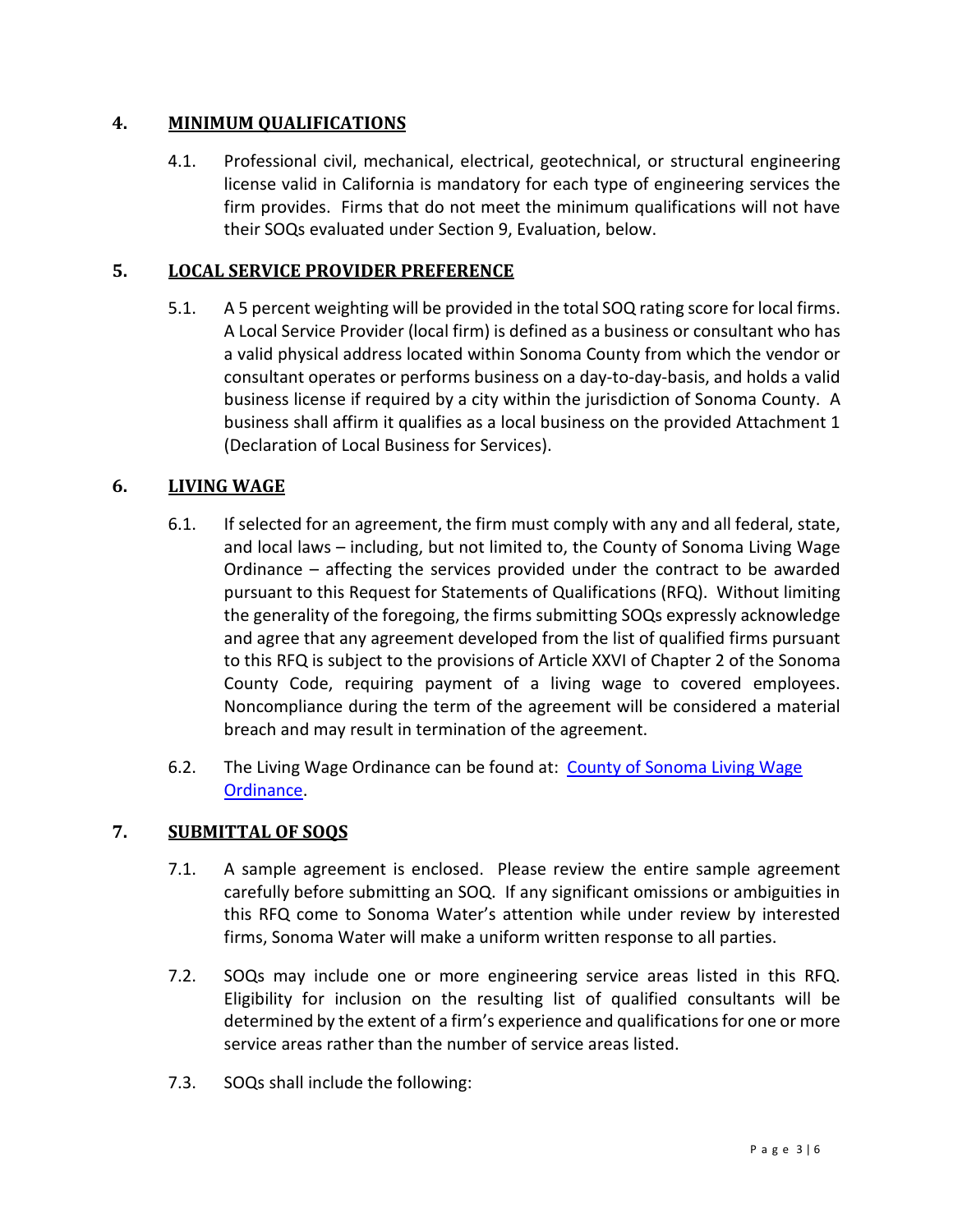## 4. MINIMUM QUALIFICATIONS

4.1. Professional civil, mechanical, electrical, geotechnical, or structural engineering license valid in California is mandatory for each type of engineering services the firm provides. Firms that do not meet the minimum qualifications will not have their SOQs evaluated under Section 9, Evaluation, below.

## 5. LOCAL SERVICE PROVIDER PREFERENCE

5.1. A 5 percent weighting will be provided in the total SOQ rating score for local firms. A Local Service Provider (local firm) is defined as a business or consultant who has a valid physical address located within Sonoma County from which the vendor or consultant operates or performs business on a day-to-day-basis, and holds a valid business license if required by a city within the jurisdiction of Sonoma County. A business shall affirm it qualifies as a local business on the provided Attachment 1 (Declaration of Local Business for Services).

## 6. LIVING WAGE

6.1. If selected for an agreement, the firm must comply with any and all federal, state, and local laws – including, but not limited to, the County of Sonoma Living Wage Ordinance – affecting the services provided under the contract to be awarded pursuant to this Request for Statements of Qualifications (RFQ). Without limiting the generality of the foregoing, the firms submitting SOQs expressly acknowledge and agree that any agreement developed from the list of qualified firms pursuant to this RFQ is subject to the provisions of Article XXVI of Chapter 2 of the Sonoma County Code, requiring payment of a living wage to covered employees. Noncompliance during the term of the agreement will be considered a material breach and may result in termination of the agreement.

6.2. The Living Wage Ordinance can be found at: County of Sonoma Living Wage Ordinance.

## 7. SUBMITTAL OF SOQS

7.1. A sample agreement is enclosed. Please review the entire sample agreement carefully before submitting an SOQ. If any significant omissions or ambiguities in this RFQ come to Sonoma Water's attention while under review by interested firms, Sonoma Water will make a uniform written response to all parties.

7.2. SOQs may include one or more engineering service areas listed in this RFQ. Eligibility for inclusion on the resulting list of qualified consultants will be determined by the extent of a firm's experience and qualifications for one or more service areas rather than the number of service areas listed.

7.3. SOQs shall include the following: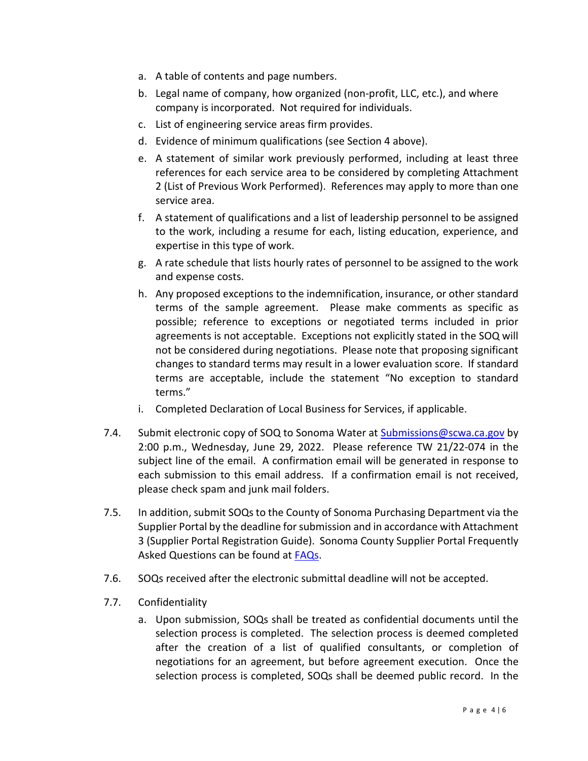a. A table of contents and page numbers.
b. Legal name of company, how organized (non-profit, LLC, etc.), and where company is incorporated. Not required for individuals.
c. List of engineering service areas firm provides.
d. Evidence of minimum qualifications (see Section 4 above).
e. A statement of similar work previously performed, including at least three references for each service area to be considered by completing Attachment 2 (List of Previous Work Performed). References may apply to more than one service area.
f. A statement of qualifications and a list of leadership personnel to be assigned to the work, including a resume for each, listing education, experience, and expertise in this type of work.
g. A rate schedule that lists hourly rates of personnel to be assigned to the work and expense costs.
h. Any proposed exceptions to the indemnification, insurance, or other standard terms of the sample agreement. Please make comments as specific as possible; reference to exceptions or negotiated terms included in prior agreements is not acceptable. Exceptions not explicitly stated in the SOQ will not be considered during negotiations. Please note that proposing significant changes to standard terms may result in a lower evaluation score. If standard terms are acceptable, include the statement "No exception to standard terms."
i. Completed Declaration of Local Business for Services, if applicable.

7.4. Submit electronic copy of SOQ to Sonoma Water at [Submissions@scwa.ca.gov](mailto:Submissions@scwa.ca.gov) by 2:00 p.m., Wednesday, June 29, 2022. Please reference TW 21/22-074 in the subject line of the email. A confirmation email will be generated in response to each submission to this email address. If a confirmation email is not received, please check spam and junk mail folders.

7.5. In addition, submit SOQs to the County of Sonoma Purchasing Department via the Supplier Portal by the deadline for submission and in accordance with Attachment 3 (Supplier Portal Registration Guide). Sonoma County Supplier Portal Frequently Asked Questions can be found at FAQs.

7.6. SOQs received after the electronic submittal deadline will not be accepted.

7.7. Confidentiality

a. Upon submission, SOQs shall be treated as confidential documents until the selection process is completed. The selection process is deemed completed after the creation of a list of qualified consultants, or completion of negotiations for an agreement, but before agreement execution. Once the selection process is completed, SOQs shall be deemed public record. In the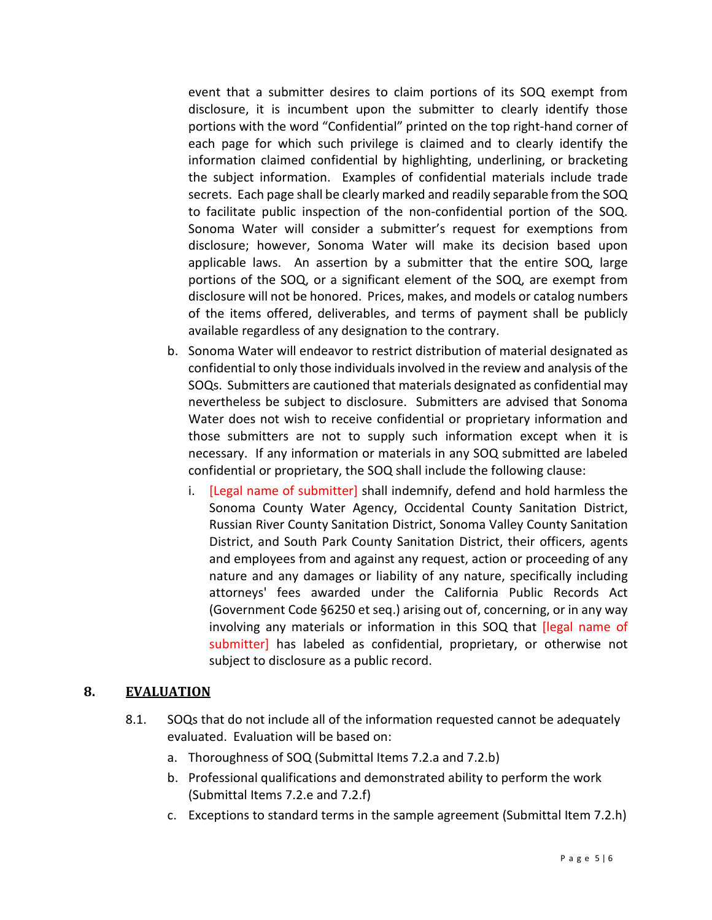event that a submitter desires to claim portions of its SOQ exempt from disclosure, it is incumbent upon the submitter to clearly identify those portions with the word "Confidential" printed on the top right-hand corner of each page for which such privilege is claimed and to clearly identify the information claimed confidential by highlighting, underlining, or bracketing the subject information. Examples of confidential materials include trade secrets. Each page shall be clearly marked and readily separable from the SOQ to facilitate public inspection of the non-confidential portion of the SOQ. Sonoma Water will consider a submitter's request for exemptions from disclosure; however, Sonoma Water will make its decision based upon applicable laws. An assertion by a submitter that the entire SOQ, large portions of the SOQ, or a significant element of the SOQ, are exempt from disclosure will not be honored. Prices, makes, and models or catalog numbers of the items offered, deliverables, and terms of payment shall be publicly available regardless of any designation to the contrary.

b. Sonoma Water will endeavor to restrict distribution of material designated as confidential to only those individuals involved in the review and analysis of the SOQs. Submitters are cautioned that materials designated as confidential may nevertheless be subject to disclosure. Submitters are advised that Sonoma Water does not wish to receive confidential or proprietary information and those submitters are not to supply such information except when it is necessary. If any information or materials in any SOQ submitted are labeled confidential or proprietary, the SOQ shall include the following clause:

   i. [Legal name of submitter] shall indemnify, defend and hold harmless the Sonoma County Water Agency, Occidental County Sanitation District, Russian River County Sanitation District, Sonoma Valley County Sanitation District, and South Park County Sanitation District, their officers, agents and employees from and against any request, action or proceeding of any nature and any damages or liability of any nature, specifically including attorneys' fees awarded under the California Public Records Act (Government Code §6250 et seq.) arising out of, concerning, or in any way involving any materials or information in this SOQ that [legal name of submitter] has labeled as confidential, proprietary, or otherwise not subject to disclosure as a public record.

## 8. EVALUATION

8.1. SOQs that do not include all of the information requested cannot be adequately evaluated. Evaluation will be based on:

a. Thoroughness of SOQ (Submittal Items 7.2.a and 7.2.b)

b. Professional qualifications and demonstrated ability to perform the work (Submittal Items 7.2.e and 7.2.f)

c. Exceptions to standard terms in the sample agreement (Submittal Item 7.2.h)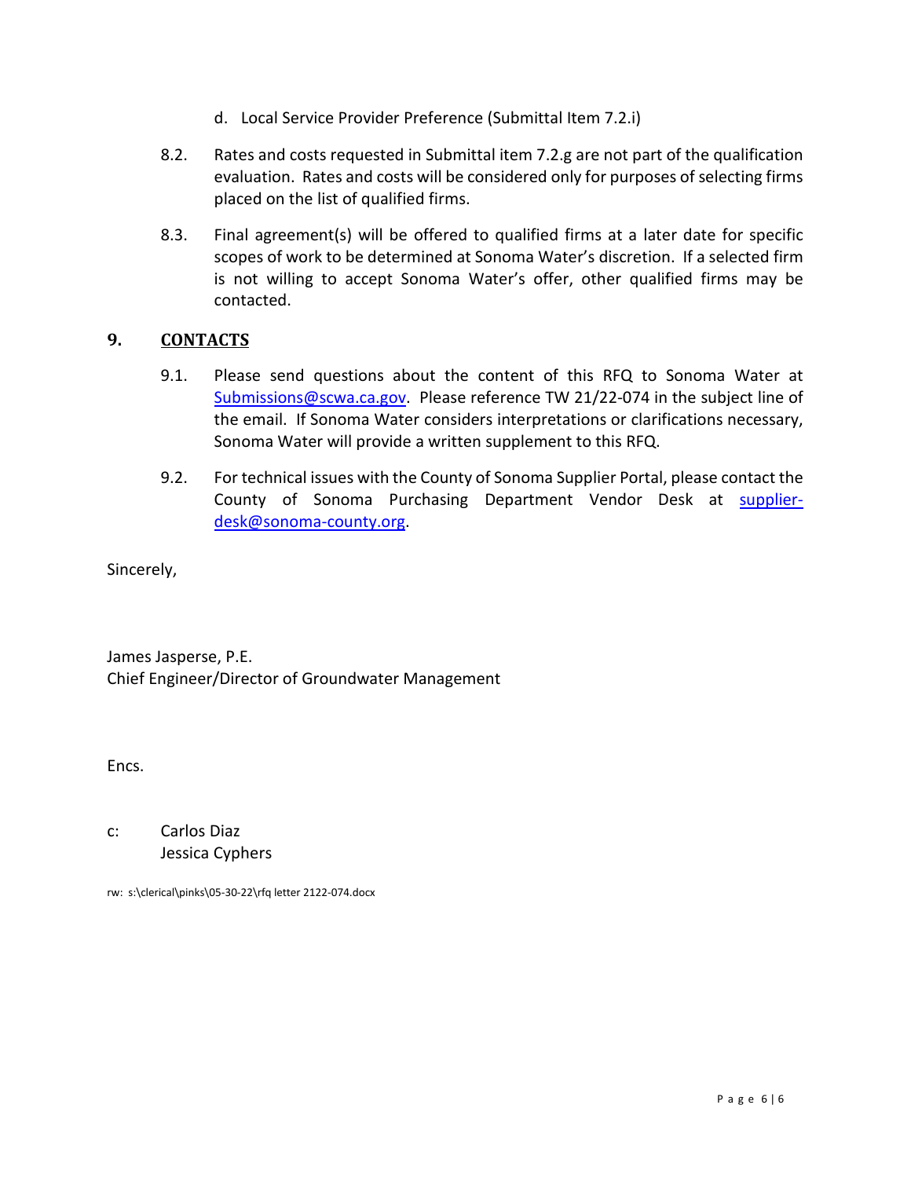d. Local Service Provider Preference (Submittal Item 7.2.i)

8.2. Rates and costs requested in Submittal item 7.2.g are not part of the qualification evaluation. Rates and costs will be considered only for purposes of selecting firms placed on the list of qualified firms.

8.3. Final agreement(s) will be offered to qualified firms at a later date for specific scopes of work to be determined at Sonoma Water's discretion. If a selected firm is not willing to accept Sonoma Water's offer, other qualified firms may be contacted.

## 9. CONTACTS

9.1. Please send questions about the content of this RFQ to Sonoma Water at Submissions@scwa.ca.gov. Please reference TW 21/22-074 in the subject line of the email. If Sonoma Water considers interpretations or clarifications necessary, Sonoma Water will provide a written supplement to this RFQ.

9.2. For technical issues with the County of Sonoma Supplier Portal, please contact the County of Sonoma Purchasing Department Vendor Desk at supplier-desk@sonoma-county.org.

Sincerely,

James Jasperse, P.E.
Chief Engineer/Director of Groundwater Management

Encs.

c: Carlos Diaz
Jessica Cyphers

rw: s:\clerical\pinks\05-30-22\rfq letter 2122-074.docx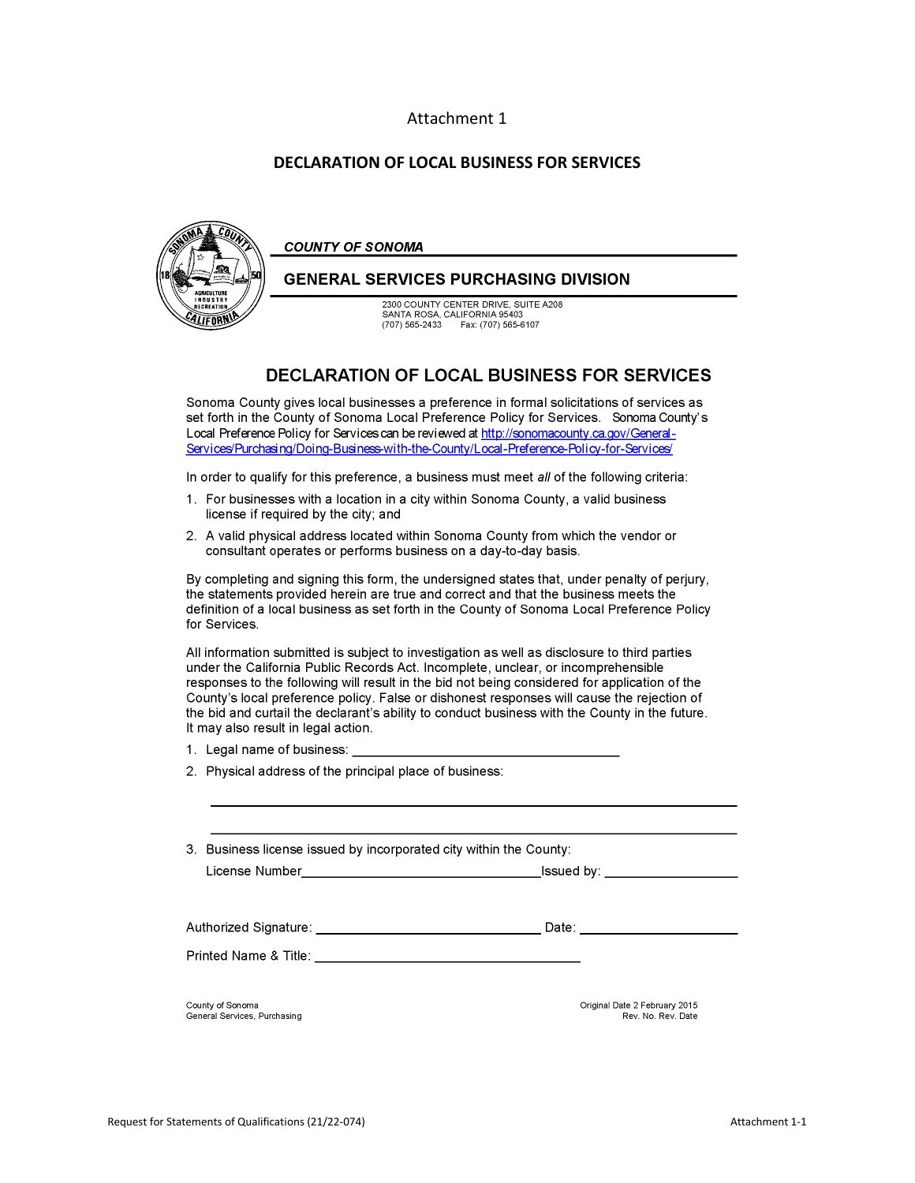Attachment 1

## DECLARATION OF LOCAL BUSINESS FOR SERVICES

***COUNTY OF SONOMA***

**GENERAL SERVICES PURCHASING DIVISION**

2300 COUNTY CENTER DRIVE, SUITE A208
SANTA ROSA, CALIFORNIA 95403
(707) 565-2433 Fax: (707) 565-6107

## DECLARATION OF LOCAL BUSINESS FOR SERVICES

Sonoma County gives local businesses a preference in formal solicitations of services as set forth in the County of Sonoma Local Preference Policy for Services. Sonoma County's Local Preference Policy for Services can be reviewed at http://sonomacounty.ca.gov/General-Services/Purchasing/Doing-Business-with-the-County/Local-Preference-Policy-for-Services/

In order to qualify for this preference, a business must meet *all* of the following criteria:

1. For businesses with a location in a city within Sonoma County, a valid business license if required by the city; and
2. A valid physical address located within Sonoma County from which the vendor or consultant operates or performs business on a day-to-day basis.

By completing and signing this form, the undersigned states that, under penalty of perjury, the statements provided herein are true and correct and that the business meets the definition of a local business as set forth in the County of Sonoma Local Preference Policy for Services.

All information submitted is subject to investigation as well as disclosure to third parties under the California Public Records Act. Incomplete, unclear, or incomprehensible responses to the following will result in the bid not being considered for application of the County's local preference policy. False or dishonest responses will cause the rejection of the bid and curtail the declarant's ability to conduct business with the County in the future. It may also result in legal action.

1. Legal name of business: ____________________________________
2. Physical address of the principal place of business:

   ______________________________________________________________________

   ______________________________________________________________________

3. Business license issued by incorporated city within the County:

   License Number________________________________ Issued by: ____________________

Authorized Signature: ________________________________ Date: ______________________

Printed Name & Title: ____________________________________

County of Sonoma
General Services, Purchasing

Original Date 2 February 2015
Rev. No. Rev. Date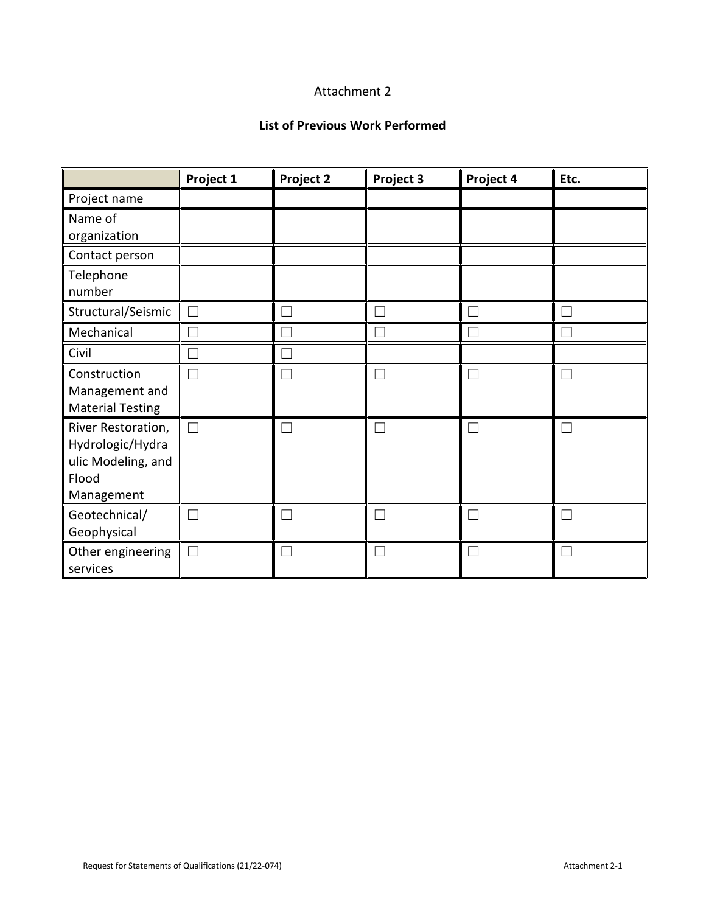Attachment 2

## List of Previous Work Performed

| | **Project 1** | **Project 2** | **Project 3** | **Project 4** | **Etc.** |
|---|---|---|---|---|---|
| Project name | | | | | |
| Name of organization | | | | | |
| Contact person | | | | | |
| Telephone number | | | | | |
| Structural/Seismic | ☐ | ☐ | ☐ | ☐ | ☐ |
| Mechanical | ☐ | ☐ | ☐ | ☐ | ☐ |
| Civil | ☐ | ☐ | | | |
| Construction Management and Material Testing | ☐ | ☐ | ☐ | ☐ | ☐ |
| River Restoration, Hydrologic/Hydraulic Modeling, and Flood Management | ☐ | ☐ | ☐ | ☐ | ☐ |
| Geotechnical/ Geophysical | ☐ | ☐ | ☐ | ☐ | ☐ |
| Other engineering services | ☐ | ☐ | ☐ | ☐ | ☐ |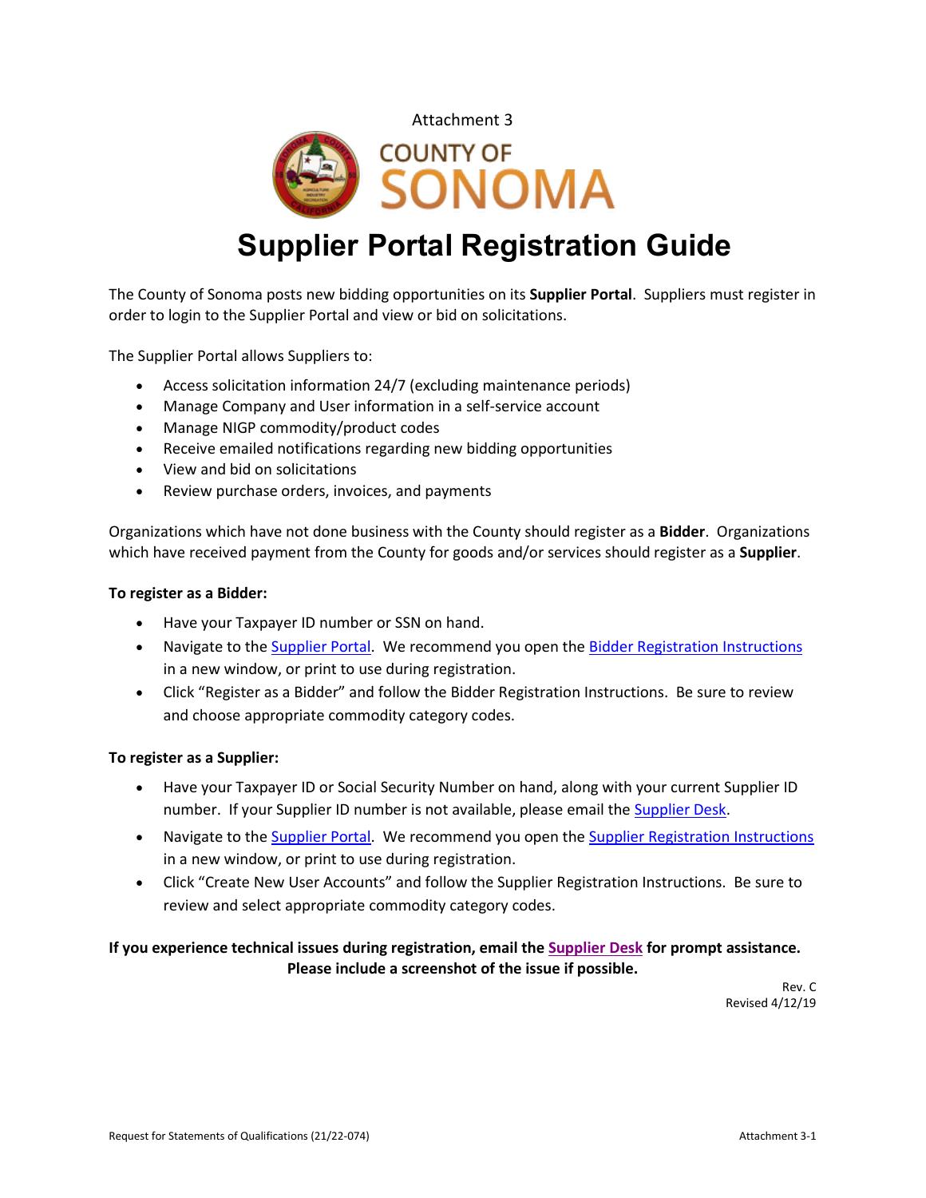Attachment 3

COUNTY OF SONOMA

# Supplier Portal Registration Guide

The County of Sonoma posts new bidding opportunities on its **Supplier Portal**. Suppliers must register in order to login to the Supplier Portal and view or bid on solicitations.

The Supplier Portal allows Suppliers to:

- Access solicitation information 24/7 (excluding maintenance periods)
- Manage Company and User information in a self-service account
- Manage NIGP commodity/product codes
- Receive emailed notifications regarding new bidding opportunities
- View and bid on solicitations
- Review purchase orders, invoices, and payments

Organizations which have not done business with the County should register as a **Bidder**. Organizations which have received payment from the County for goods and/or services should register as a **Supplier**.

**To register as a Bidder:**

- Have your Taxpayer ID number or SSN on hand.
- Navigate to the Supplier Portal. We recommend you open the Bidder Registration Instructions in a new window, or print to use during registration.
- Click "Register as a Bidder" and follow the Bidder Registration Instructions. Be sure to review and choose appropriate commodity category codes.

**To register as a Supplier:**

- Have your Taxpayer ID or Social Security Number on hand, along with your current Supplier ID number. If your Supplier ID number is not available, please email the Supplier Desk.
- Navigate to the Supplier Portal. We recommend you open the Supplier Registration Instructions in a new window, or print to use during registration.
- Click "Create New User Accounts" and follow the Supplier Registration Instructions. Be sure to review and select appropriate commodity category codes.

**If you experience technical issues during registration, email the Supplier Desk for prompt assistance. Please include a screenshot of the issue if possible.**

Rev. C
Revised 4/12/19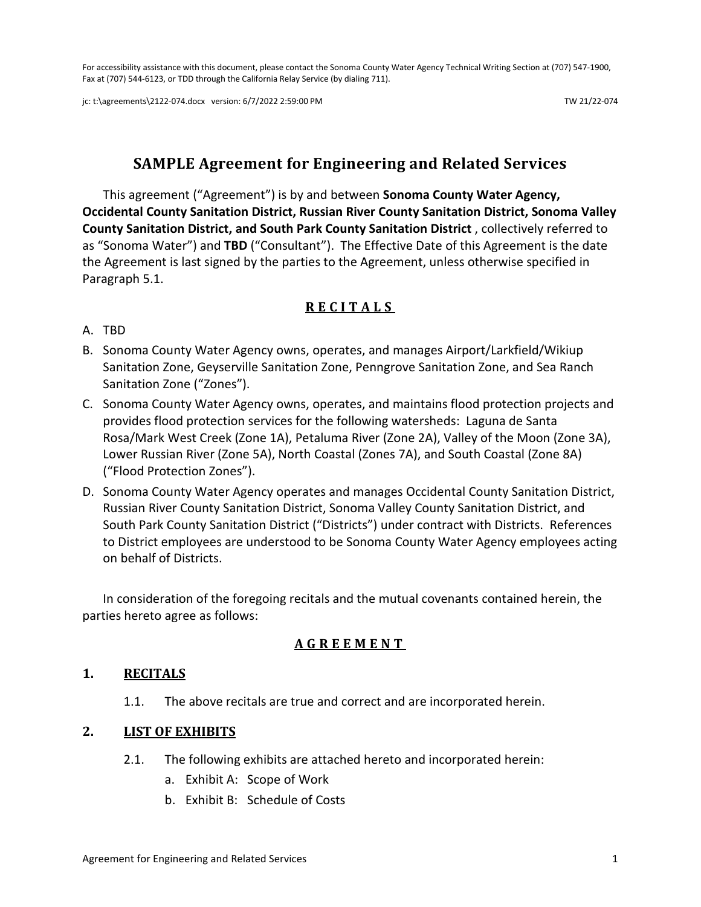For accessibility assistance with this document, please contact the Sonoma County Water Agency Technical Writing Section at (707) 547-1900, Fax at (707) 544-6123, or TDD through the California Relay Service (by dialing 711).

jc: t:\agreements\2122-074.docx version: 6/7/2022 2:59:00 PM TW 21/22-074

# SAMPLE Agreement for Engineering and Related Services

This agreement ("Agreement") is by and between **Sonoma County Water Agency, Occidental County Sanitation District, Russian River County Sanitation District, Sonoma Valley County Sanitation District, and South Park County Sanitation District** , collectively referred to as "Sonoma Water") and **TBD** ("Consultant"). The Effective Date of this Agreement is the date the Agreement is last signed by the parties to the Agreement, unless otherwise specified in Paragraph 5.1.

## R E C I T A L S

A. TBD

B. Sonoma County Water Agency owns, operates, and manages Airport/Larkfield/Wikiup Sanitation Zone, Geyserville Sanitation Zone, Penngrove Sanitation Zone, and Sea Ranch Sanitation Zone ("Zones").

C. Sonoma County Water Agency owns, operates, and maintains flood protection projects and provides flood protection services for the following watersheds: Laguna de Santa Rosa/Mark West Creek (Zone 1A), Petaluma River (Zone 2A), Valley of the Moon (Zone 3A), Lower Russian River (Zone 5A), North Coastal (Zones 7A), and South Coastal (Zone 8A) ("Flood Protection Zones").

D. Sonoma County Water Agency operates and manages Occidental County Sanitation District, Russian River County Sanitation District, Sonoma Valley County Sanitation District, and South Park County Sanitation District ("Districts") under contract with Districts. References to District employees are understood to be Sonoma County Water Agency employees acting on behalf of Districts.

In consideration of the foregoing recitals and the mutual covenants contained herein, the parties hereto agree as follows:

## A G R E E M E N T

### 1. RECITALS

1.1. The above recitals are true and correct and are incorporated herein.

### 2. LIST OF EXHIBITS

2.1. The following exhibits are attached hereto and incorporated herein:

a. Exhibit A: Scope of Work

b. Exhibit B: Schedule of Costs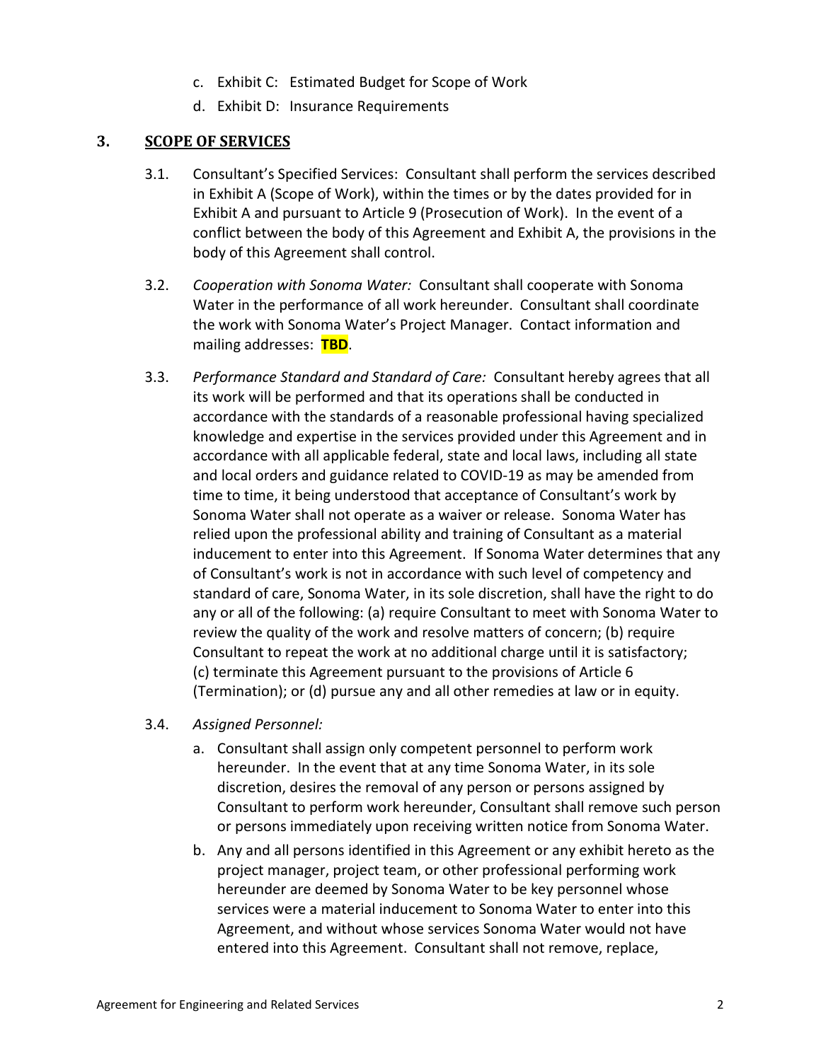c. Exhibit C: Estimated Budget for Scope of Work
d. Exhibit D: Insurance Requirements

## 3. SCOPE OF SERVICES

3.1. Consultant's Specified Services: Consultant shall perform the services described in Exhibit A (Scope of Work), within the times or by the dates provided for in Exhibit A and pursuant to Article 9 (Prosecution of Work). In the event of a conflict between the body of this Agreement and Exhibit A, the provisions in the body of this Agreement shall control.

3.2. *Cooperation with Sonoma Water:* Consultant shall cooperate with Sonoma Water in the performance of all work hereunder. Consultant shall coordinate the work with Sonoma Water's Project Manager. Contact information and mailing addresses: **TBD**.

3.3. *Performance Standard and Standard of Care:* Consultant hereby agrees that all its work will be performed and that its operations shall be conducted in accordance with the standards of a reasonable professional having specialized knowledge and expertise in the services provided under this Agreement and in accordance with all applicable federal, state and local laws, including all state and local orders and guidance related to COVID-19 as may be amended from time to time, it being understood that acceptance of Consultant's work by Sonoma Water shall not operate as a waiver or release. Sonoma Water has relied upon the professional ability and training of Consultant as a material inducement to enter into this Agreement. If Sonoma Water determines that any of Consultant's work is not in accordance with such level of competency and standard of care, Sonoma Water, in its sole discretion, shall have the right to do any or all of the following: (a) require Consultant to meet with Sonoma Water to review the quality of the work and resolve matters of concern; (b) require Consultant to repeat the work at no additional charge until it is satisfactory; (c) terminate this Agreement pursuant to the provisions of Article 6 (Termination); or (d) pursue any and all other remedies at law or in equity.

3.4. *Assigned Personnel:*

a. Consultant shall assign only competent personnel to perform work hereunder. In the event that at any time Sonoma Water, in its sole discretion, desires the removal of any person or persons assigned by Consultant to perform work hereunder, Consultant shall remove such person or persons immediately upon receiving written notice from Sonoma Water.

b. Any and all persons identified in this Agreement or any exhibit hereto as the project manager, project team, or other professional performing work hereunder are deemed by Sonoma Water to be key personnel whose services were a material inducement to Sonoma Water to enter into this Agreement, and without whose services Sonoma Water would not have entered into this Agreement. Consultant shall not remove, replace,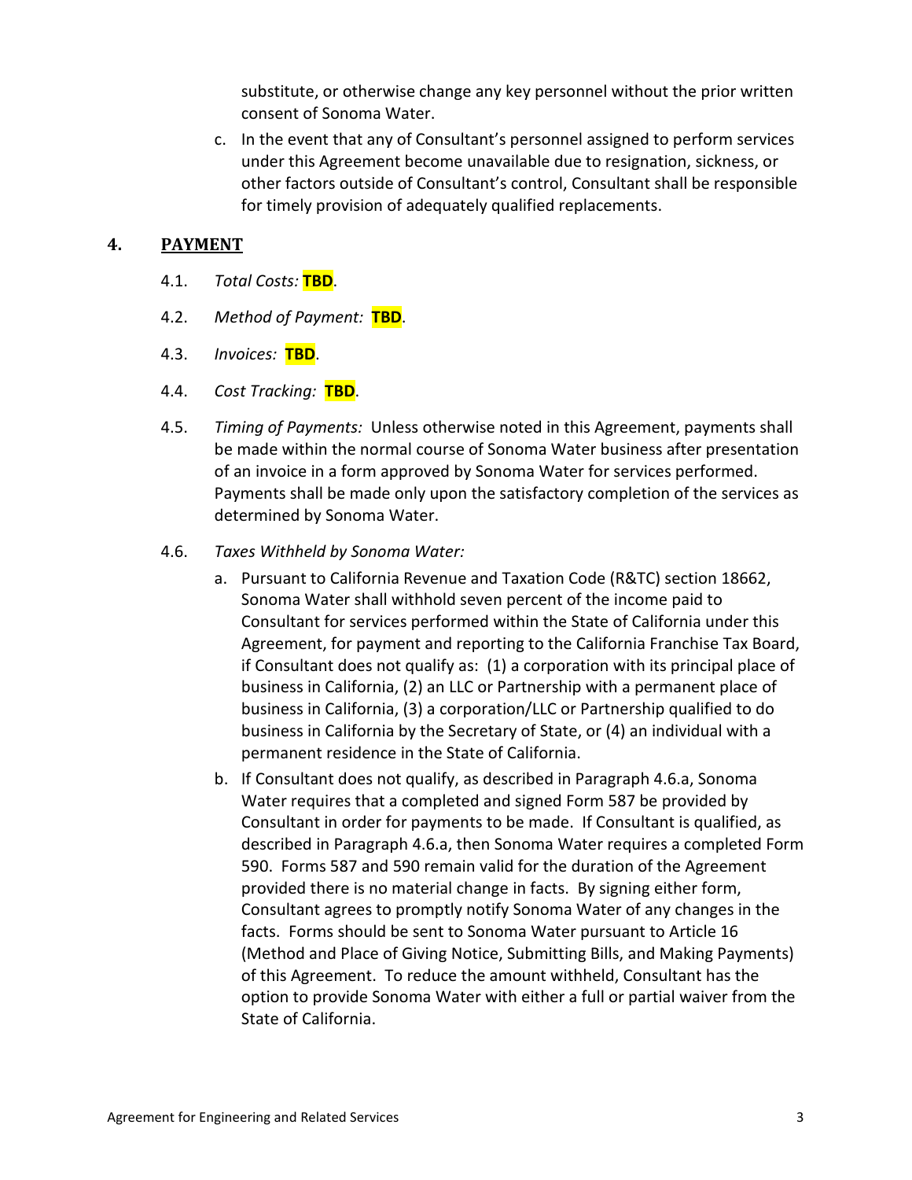substitute, or otherwise change any key personnel without the prior written consent of Sonoma Water.

c. In the event that any of Consultant's personnel assigned to perform services under this Agreement become unavailable due to resignation, sickness, or other factors outside of Consultant's control, Consultant shall be responsible for timely provision of adequately qualified replacements.

## 4. PAYMENT

4.1. *Total Costs:* **TBD**.

4.2. *Method of Payment:* **TBD**.

4.3. *Invoices:* **TBD**.

4.4. *Cost Tracking:* **TBD**.

4.5. *Timing of Payments:* Unless otherwise noted in this Agreement, payments shall be made within the normal course of Sonoma Water business after presentation of an invoice in a form approved by Sonoma Water for services performed. Payments shall be made only upon the satisfactory completion of the services as determined by Sonoma Water.

4.6. *Taxes Withheld by Sonoma Water:*

a. Pursuant to California Revenue and Taxation Code (R&TC) section 18662, Sonoma Water shall withhold seven percent of the income paid to Consultant for services performed within the State of California under this Agreement, for payment and reporting to the California Franchise Tax Board, if Consultant does not qualify as: (1) a corporation with its principal place of business in California, (2) an LLC or Partnership with a permanent place of business in California, (3) a corporation/LLC or Partnership qualified to do business in California by the Secretary of State, or (4) an individual with a permanent residence in the State of California.

b. If Consultant does not qualify, as described in Paragraph 4.6.a, Sonoma Water requires that a completed and signed Form 587 be provided by Consultant in order for payments to be made. If Consultant is qualified, as described in Paragraph 4.6.a, then Sonoma Water requires a completed Form 590. Forms 587 and 590 remain valid for the duration of the Agreement provided there is no material change in facts. By signing either form, Consultant agrees to promptly notify Sonoma Water of any changes in the facts. Forms should be sent to Sonoma Water pursuant to Article 16 (Method and Place of Giving Notice, Submitting Bills, and Making Payments) of this Agreement. To reduce the amount withheld, Consultant has the option to provide Sonoma Water with either a full or partial waiver from the State of California.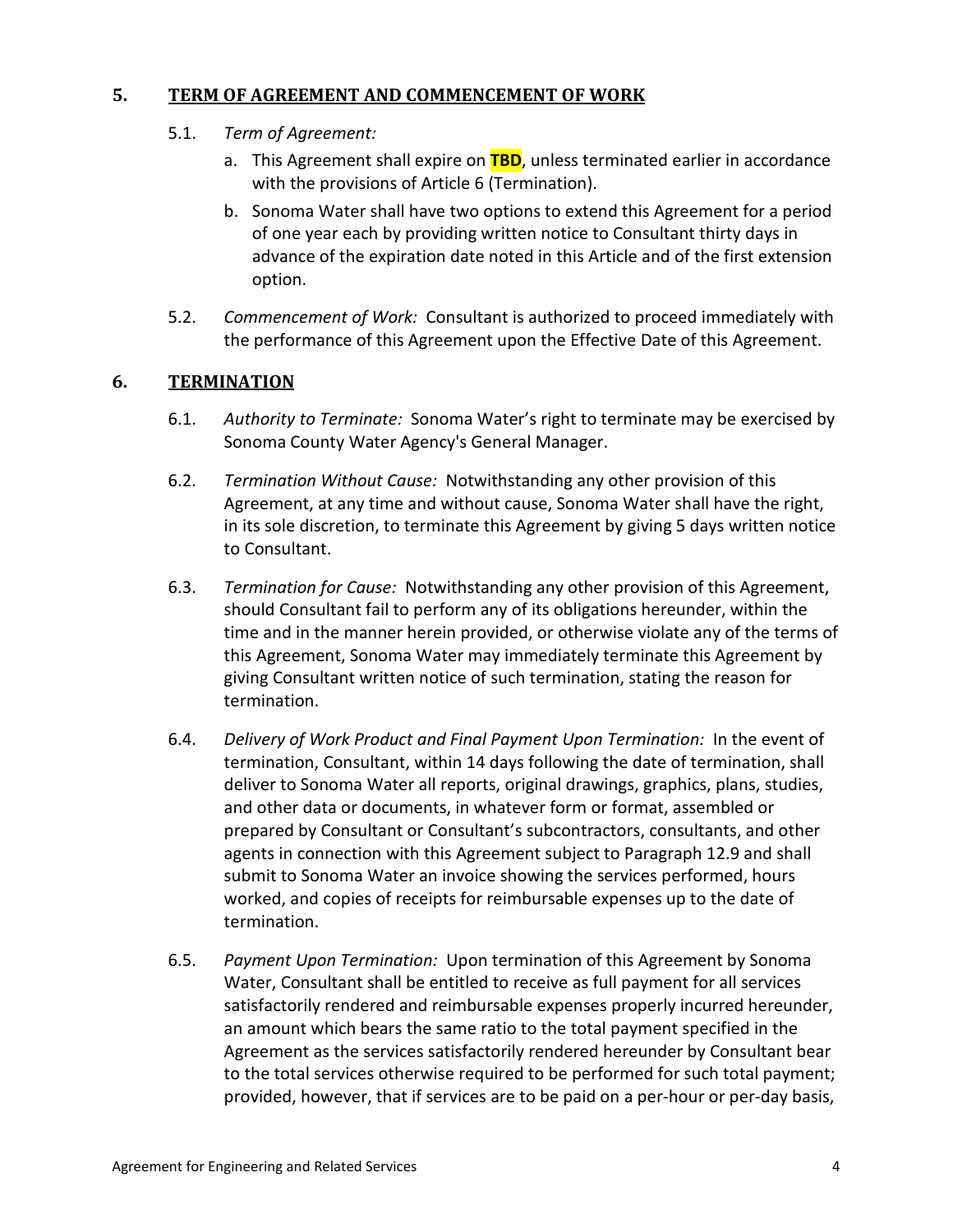## 5. TERM OF AGREEMENT AND COMMENCEMENT OF WORK

5.1. *Term of Agreement:*

a. This Agreement shall expire on **TBD**, unless terminated earlier in accordance with the provisions of Article 6 (Termination).

b. Sonoma Water shall have two options to extend this Agreement for a period of one year each by providing written notice to Consultant thirty days in advance of the expiration date noted in this Article and of the first extension option.

5.2. *Commencement of Work:* Consultant is authorized to proceed immediately with the performance of this Agreement upon the Effective Date of this Agreement.

## 6. TERMINATION

6.1. *Authority to Terminate:* Sonoma Water's right to terminate may be exercised by Sonoma County Water Agency's General Manager.

6.2. *Termination Without Cause:* Notwithstanding any other provision of this Agreement, at any time and without cause, Sonoma Water shall have the right, in its sole discretion, to terminate this Agreement by giving 5 days written notice to Consultant.

6.3. *Termination for Cause:* Notwithstanding any other provision of this Agreement, should Consultant fail to perform any of its obligations hereunder, within the time and in the manner herein provided, or otherwise violate any of the terms of this Agreement, Sonoma Water may immediately terminate this Agreement by giving Consultant written notice of such termination, stating the reason for termination.

6.4. *Delivery of Work Product and Final Payment Upon Termination:* In the event of termination, Consultant, within 14 days following the date of termination, shall deliver to Sonoma Water all reports, original drawings, graphics, plans, studies, and other data or documents, in whatever form or format, assembled or prepared by Consultant or Consultant's subcontractors, consultants, and other agents in connection with this Agreement subject to Paragraph 12.9 and shall submit to Sonoma Water an invoice showing the services performed, hours worked, and copies of receipts for reimbursable expenses up to the date of termination.

6.5. *Payment Upon Termination:* Upon termination of this Agreement by Sonoma Water, Consultant shall be entitled to receive as full payment for all services satisfactorily rendered and reimbursable expenses properly incurred hereunder, an amount which bears the same ratio to the total payment specified in the Agreement as the services satisfactorily rendered hereunder by Consultant bear to the total services otherwise required to be performed for such total payment; provided, however, that if services are to be paid on a per-hour or per-day basis,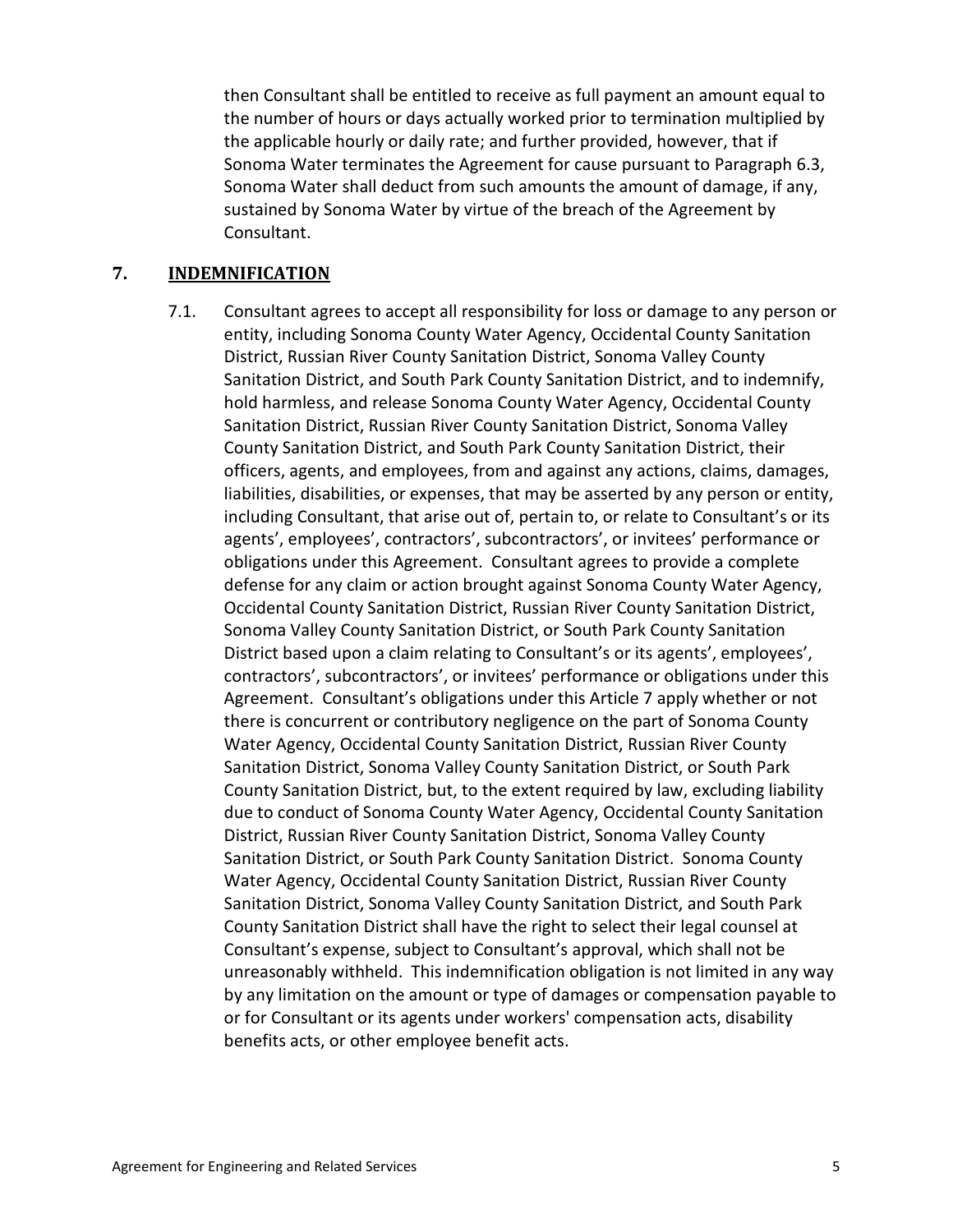then Consultant shall be entitled to receive as full payment an amount equal to the number of hours or days actually worked prior to termination multiplied by the applicable hourly or daily rate; and further provided, however, that if Sonoma Water terminates the Agreement for cause pursuant to Paragraph 6.3, Sonoma Water shall deduct from such amounts the amount of damage, if any, sustained by Sonoma Water by virtue of the breach of the Agreement by Consultant.

## 7. <u>INDEMNIFICATION</u>

7.1. Consultant agrees to accept all responsibility for loss or damage to any person or entity, including Sonoma County Water Agency, Occidental County Sanitation District, Russian River County Sanitation District, Sonoma Valley County Sanitation District, and South Park County Sanitation District, and to indemnify, hold harmless, and release Sonoma County Water Agency, Occidental County Sanitation District, Russian River County Sanitation District, Sonoma Valley County Sanitation District, and South Park County Sanitation District, their officers, agents, and employees, from and against any actions, claims, damages, liabilities, disabilities, or expenses, that may be asserted by any person or entity, including Consultant, that arise out of, pertain to, or relate to Consultant's or its agents', employees', contractors', subcontractors', or invitees' performance or obligations under this Agreement. Consultant agrees to provide a complete defense for any claim or action brought against Sonoma County Water Agency, Occidental County Sanitation District, Russian River County Sanitation District, Sonoma Valley County Sanitation District, or South Park County Sanitation District based upon a claim relating to Consultant's or its agents', employees', contractors', subcontractors', or invitees' performance or obligations under this Agreement. Consultant's obligations under this Article 7 apply whether or not there is concurrent or contributory negligence on the part of Sonoma County Water Agency, Occidental County Sanitation District, Russian River County Sanitation District, Sonoma Valley County Sanitation District, or South Park County Sanitation District, but, to the extent required by law, excluding liability due to conduct of Sonoma County Water Agency, Occidental County Sanitation District, Russian River County Sanitation District, Sonoma Valley County Sanitation District, or South Park County Sanitation District. Sonoma County Water Agency, Occidental County Sanitation District, Russian River County Sanitation District, Sonoma Valley County Sanitation District, and South Park County Sanitation District shall have the right to select their legal counsel at Consultant's expense, subject to Consultant's approval, which shall not be unreasonably withheld. This indemnification obligation is not limited in any way by any limitation on the amount or type of damages or compensation payable to or for Consultant or its agents under workers' compensation acts, disability benefits acts, or other employee benefit acts.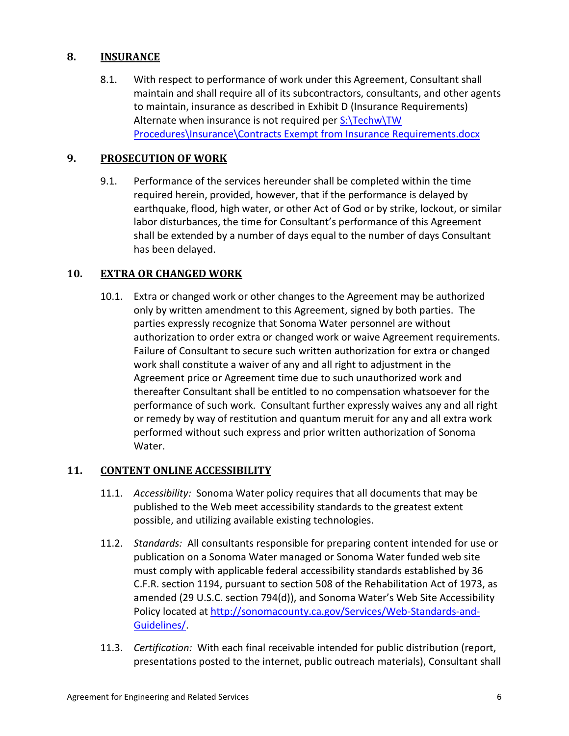## 8. INSURANCE

8.1. With respect to performance of work under this Agreement, Consultant shall maintain and shall require all of its subcontractors, consultants, and other agents to maintain, insurance as described in Exhibit D (Insurance Requirements) Alternate when insurance is not required per S:\Techw\TW Procedures\Insurance\Contracts Exempt from Insurance Requirements.docx

## 9. PROSECUTION OF WORK

9.1. Performance of the services hereunder shall be completed within the time required herein, provided, however, that if the performance is delayed by earthquake, flood, high water, or other Act of God or by strike, lockout, or similar labor disturbances, the time for Consultant's performance of this Agreement shall be extended by a number of days equal to the number of days Consultant has been delayed.

## 10. EXTRA OR CHANGED WORK

10.1. Extra or changed work or other changes to the Agreement may be authorized only by written amendment to this Agreement, signed by both parties. The parties expressly recognize that Sonoma Water personnel are without authorization to order extra or changed work or waive Agreement requirements. Failure of Consultant to secure such written authorization for extra or changed work shall constitute a waiver of any and all right to adjustment in the Agreement price or Agreement time due to such unauthorized work and thereafter Consultant shall be entitled to no compensation whatsoever for the performance of such work. Consultant further expressly waives any and all right or remedy by way of restitution and quantum meruit for any and all extra work performed without such express and prior written authorization of Sonoma Water.

## 11. CONTENT ONLINE ACCESSIBILITY

11.1. *Accessibility:* Sonoma Water policy requires that all documents that may be published to the Web meet accessibility standards to the greatest extent possible, and utilizing available existing technologies.

11.2. *Standards:* All consultants responsible for preparing content intended for use or publication on a Sonoma Water managed or Sonoma Water funded web site must comply with applicable federal accessibility standards established by 36 C.F.R. section 1194, pursuant to section 508 of the Rehabilitation Act of 1973, as amended (29 U.S.C. section 794(d)), and Sonoma Water's Web Site Accessibility Policy located at http://sonomacounty.ca.gov/Services/Web-Standards-and-Guidelines/.

11.3. *Certification:* With each final receivable intended for public distribution (report, presentations posted to the internet, public outreach materials), Consultant shall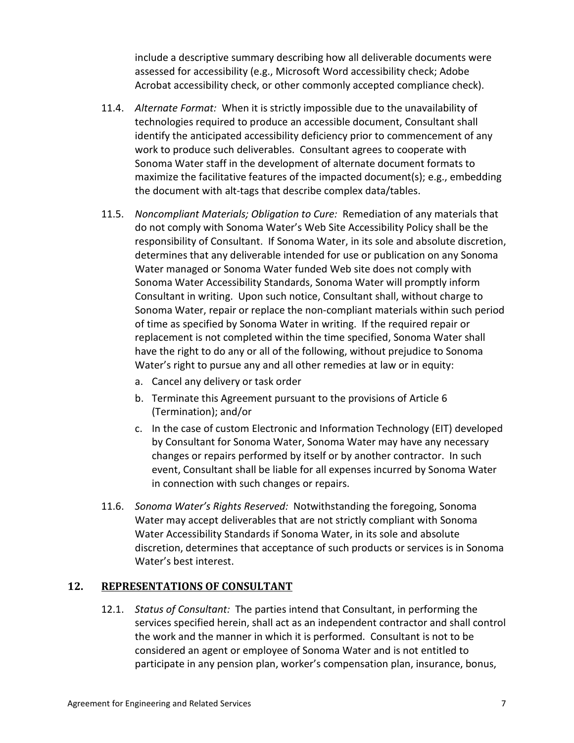include a descriptive summary describing how all deliverable documents were assessed for accessibility (e.g., Microsoft Word accessibility check; Adobe Acrobat accessibility check, or other commonly accepted compliance check).

11.4. *Alternate Format:* When it is strictly impossible due to the unavailability of technologies required to produce an accessible document, Consultant shall identify the anticipated accessibility deficiency prior to commencement of any work to produce such deliverables. Consultant agrees to cooperate with Sonoma Water staff in the development of alternate document formats to maximize the facilitative features of the impacted document(s); e.g., embedding the document with alt-tags that describe complex data/tables.

11.5. *Noncompliant Materials; Obligation to Cure:* Remediation of any materials that do not comply with Sonoma Water's Web Site Accessibility Policy shall be the responsibility of Consultant. If Sonoma Water, in its sole and absolute discretion, determines that any deliverable intended for use or publication on any Sonoma Water managed or Sonoma Water funded Web site does not comply with Sonoma Water Accessibility Standards, Sonoma Water will promptly inform Consultant in writing. Upon such notice, Consultant shall, without charge to Sonoma Water, repair or replace the non-compliant materials within such period of time as specified by Sonoma Water in writing. If the required repair or replacement is not completed within the time specified, Sonoma Water shall have the right to do any or all of the following, without prejudice to Sonoma Water's right to pursue any and all other remedies at law or in equity:

a. Cancel any delivery or task order
b. Terminate this Agreement pursuant to the provisions of Article 6 (Termination); and/or
c. In the case of custom Electronic and Information Technology (EIT) developed by Consultant for Sonoma Water, Sonoma Water may have any necessary changes or repairs performed by itself or by another contractor. In such event, Consultant shall be liable for all expenses incurred by Sonoma Water in connection with such changes or repairs.

11.6. *Sonoma Water's Rights Reserved:* Notwithstanding the foregoing, Sonoma Water may accept deliverables that are not strictly compliant with Sonoma Water Accessibility Standards if Sonoma Water, in its sole and absolute discretion, determines that acceptance of such products or services is in Sonoma Water's best interest.

## 12. REPRESENTATIONS OF CONSULTANT

12.1. *Status of Consultant:* The parties intend that Consultant, in performing the services specified herein, shall act as an independent contractor and shall control the work and the manner in which it is performed. Consultant is not to be considered an agent or employee of Sonoma Water and is not entitled to participate in any pension plan, worker's compensation plan, insurance, bonus,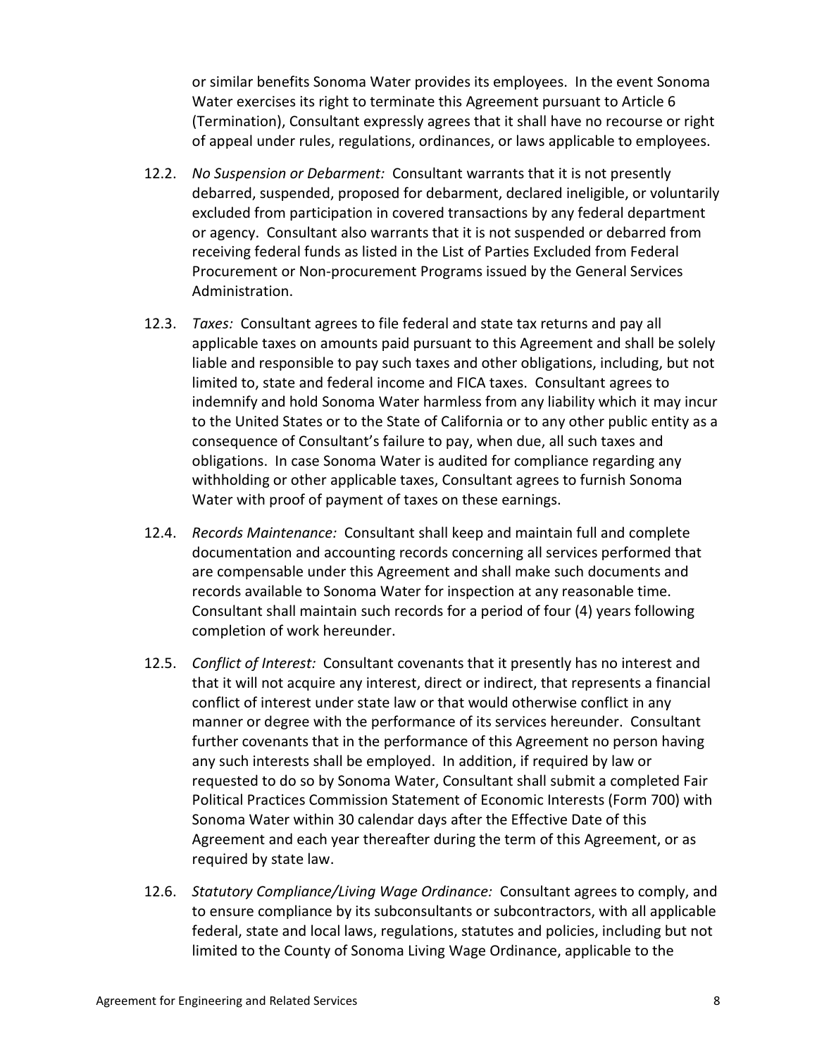or similar benefits Sonoma Water provides its employees. In the event Sonoma Water exercises its right to terminate this Agreement pursuant to Article 6 (Termination), Consultant expressly agrees that it shall have no recourse or right of appeal under rules, regulations, ordinances, or laws applicable to employees.

12.2. *No Suspension or Debarment:* Consultant warrants that it is not presently debarred, suspended, proposed for debarment, declared ineligible, or voluntarily excluded from participation in covered transactions by any federal department or agency. Consultant also warrants that it is not suspended or debarred from receiving federal funds as listed in the List of Parties Excluded from Federal Procurement or Non-procurement Programs issued by the General Services Administration.

12.3. *Taxes:* Consultant agrees to file federal and state tax returns and pay all applicable taxes on amounts paid pursuant to this Agreement and shall be solely liable and responsible to pay such taxes and other obligations, including, but not limited to, state and federal income and FICA taxes. Consultant agrees to indemnify and hold Sonoma Water harmless from any liability which it may incur to the United States or to the State of California or to any other public entity as a consequence of Consultant's failure to pay, when due, all such taxes and obligations. In case Sonoma Water is audited for compliance regarding any withholding or other applicable taxes, Consultant agrees to furnish Sonoma Water with proof of payment of taxes on these earnings.

12.4. *Records Maintenance:* Consultant shall keep and maintain full and complete documentation and accounting records concerning all services performed that are compensable under this Agreement and shall make such documents and records available to Sonoma Water for inspection at any reasonable time. Consultant shall maintain such records for a period of four (4) years following completion of work hereunder.

12.5. *Conflict of Interest:* Consultant covenants that it presently has no interest and that it will not acquire any interest, direct or indirect, that represents a financial conflict of interest under state law or that would otherwise conflict in any manner or degree with the performance of its services hereunder. Consultant further covenants that in the performance of this Agreement no person having any such interests shall be employed. In addition, if required by law or requested to do so by Sonoma Water, Consultant shall submit a completed Fair Political Practices Commission Statement of Economic Interests (Form 700) with Sonoma Water within 30 calendar days after the Effective Date of this Agreement and each year thereafter during the term of this Agreement, or as required by state law.

12.6. *Statutory Compliance/Living Wage Ordinance:* Consultant agrees to comply, and to ensure compliance by its subconsultants or subcontractors, with all applicable federal, state and local laws, regulations, statutes and policies, including but not limited to the County of Sonoma Living Wage Ordinance, applicable to the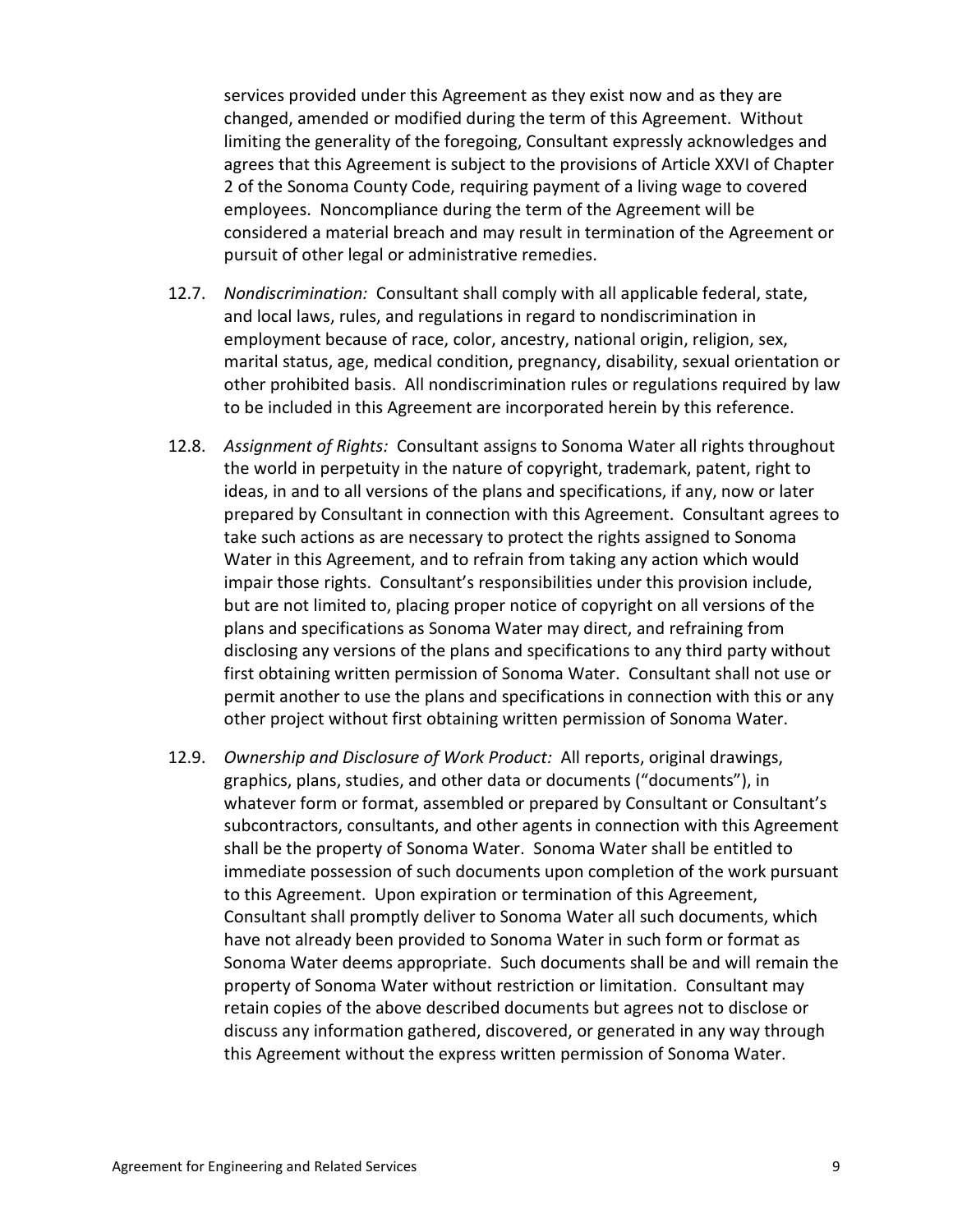services provided under this Agreement as they exist now and as they are changed, amended or modified during the term of this Agreement. Without limiting the generality of the foregoing, Consultant expressly acknowledges and agrees that this Agreement is subject to the provisions of Article XXVI of Chapter 2 of the Sonoma County Code, requiring payment of a living wage to covered employees. Noncompliance during the term of the Agreement will be considered a material breach and may result in termination of the Agreement or pursuit of other legal or administrative remedies.

12.7. *Nondiscrimination:* Consultant shall comply with all applicable federal, state, and local laws, rules, and regulations in regard to nondiscrimination in employment because of race, color, ancestry, national origin, religion, sex, marital status, age, medical condition, pregnancy, disability, sexual orientation or other prohibited basis. All nondiscrimination rules or regulations required by law to be included in this Agreement are incorporated herein by this reference.

12.8. *Assignment of Rights:* Consultant assigns to Sonoma Water all rights throughout the world in perpetuity in the nature of copyright, trademark, patent, right to ideas, in and to all versions of the plans and specifications, if any, now or later prepared by Consultant in connection with this Agreement. Consultant agrees to take such actions as are necessary to protect the rights assigned to Sonoma Water in this Agreement, and to refrain from taking any action which would impair those rights. Consultant's responsibilities under this provision include, but are not limited to, placing proper notice of copyright on all versions of the plans and specifications as Sonoma Water may direct, and refraining from disclosing any versions of the plans and specifications to any third party without first obtaining written permission of Sonoma Water. Consultant shall not use or permit another to use the plans and specifications in connection with this or any other project without first obtaining written permission of Sonoma Water.

12.9. *Ownership and Disclosure of Work Product:* All reports, original drawings, graphics, plans, studies, and other data or documents ("documents"), in whatever form or format, assembled or prepared by Consultant or Consultant's subcontractors, consultants, and other agents in connection with this Agreement shall be the property of Sonoma Water. Sonoma Water shall be entitled to immediate possession of such documents upon completion of the work pursuant to this Agreement. Upon expiration or termination of this Agreement, Consultant shall promptly deliver to Sonoma Water all such documents, which have not already been provided to Sonoma Water in such form or format as Sonoma Water deems appropriate. Such documents shall be and will remain the property of Sonoma Water without restriction or limitation. Consultant may retain copies of the above described documents but agrees not to disclose or discuss any information gathered, discovered, or generated in any way through this Agreement without the express written permission of Sonoma Water.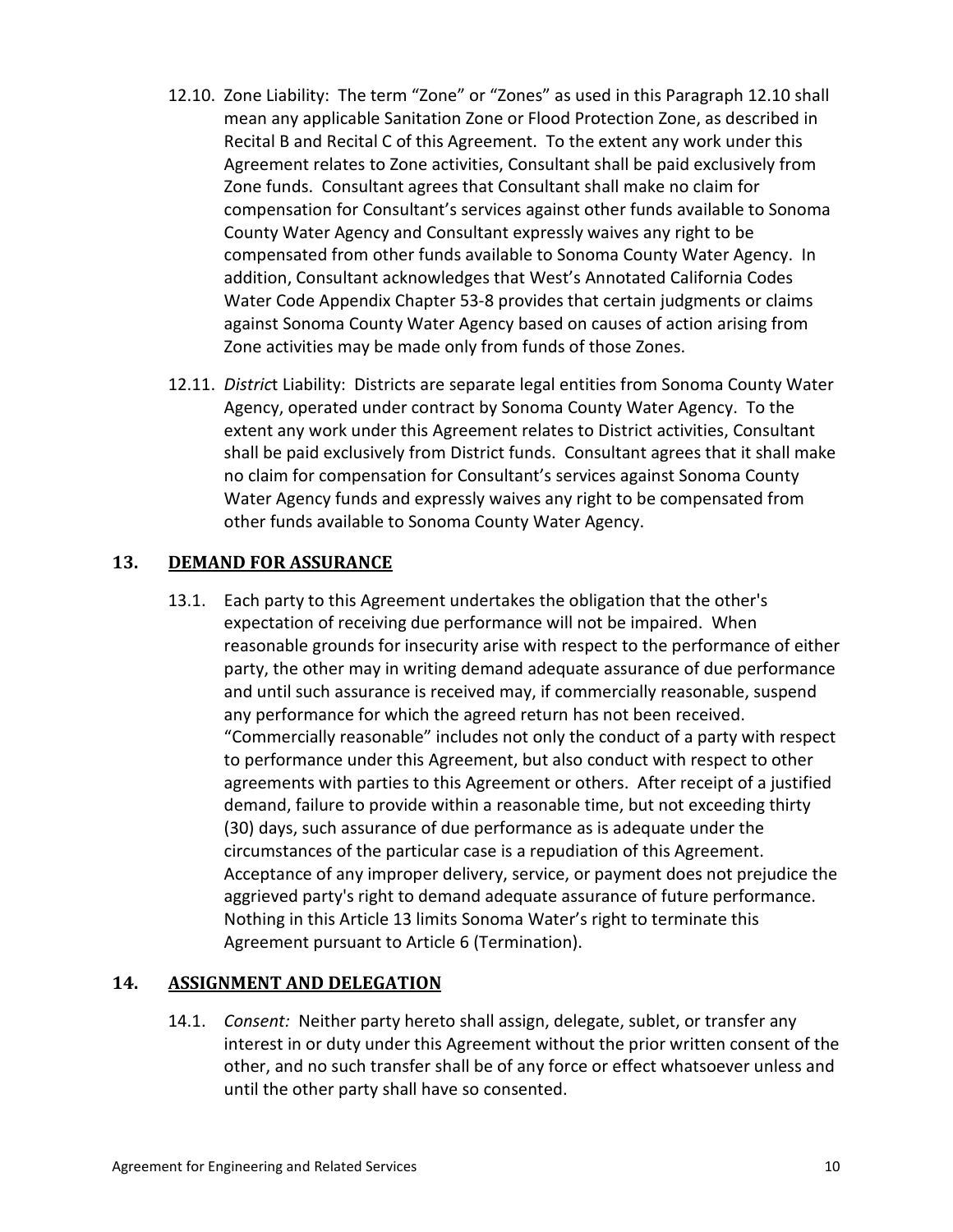12.10. Zone Liability: The term “Zone” or “Zones” as used in this Paragraph 12.10 shall mean any applicable Sanitation Zone or Flood Protection Zone, as described in Recital B and Recital C of this Agreement. To the extent any work under this Agreement relates to Zone activities, Consultant shall be paid exclusively from Zone funds. Consultant agrees that Consultant shall make no claim for compensation for Consultant’s services against other funds available to Sonoma County Water Agency and Consultant expressly waives any right to be compensated from other funds available to Sonoma County Water Agency. In addition, Consultant acknowledges that West’s Annotated California Codes Water Code Appendix Chapter 53-8 provides that certain judgments or claims against Sonoma County Water Agency based on causes of action arising from Zone activities may be made only from funds of those Zones.

12.11. *Distric*t Liability: Districts are separate legal entities from Sonoma County Water Agency, operated under contract by Sonoma County Water Agency. To the extent any work under this Agreement relates to District activities, Consultant shall be paid exclusively from District funds. Consultant agrees that it shall make no claim for compensation for Consultant’s services against Sonoma County Water Agency funds and expressly waives any right to be compensated from other funds available to Sonoma County Water Agency.

## 13. DEMAND FOR ASSURANCE

13.1. Each party to this Agreement undertakes the obligation that the other's expectation of receiving due performance will not be impaired. When reasonable grounds for insecurity arise with respect to the performance of either party, the other may in writing demand adequate assurance of due performance and until such assurance is received may, if commercially reasonable, suspend any performance for which the agreed return has not been received. “Commercially reasonable” includes not only the conduct of a party with respect to performance under this Agreement, but also conduct with respect to other agreements with parties to this Agreement or others. After receipt of a justified demand, failure to provide within a reasonable time, but not exceeding thirty (30) days, such assurance of due performance as is adequate under the circumstances of the particular case is a repudiation of this Agreement. Acceptance of any improper delivery, service, or payment does not prejudice the aggrieved party's right to demand adequate assurance of future performance. Nothing in this Article 13 limits Sonoma Water’s right to terminate this Agreement pursuant to Article 6 (Termination).

## 14. ASSIGNMENT AND DELEGATION

14.1. *Consent:* Neither party hereto shall assign, delegate, sublet, or transfer any interest in or duty under this Agreement without the prior written consent of the other, and no such transfer shall be of any force or effect whatsoever unless and until the other party shall have so consented.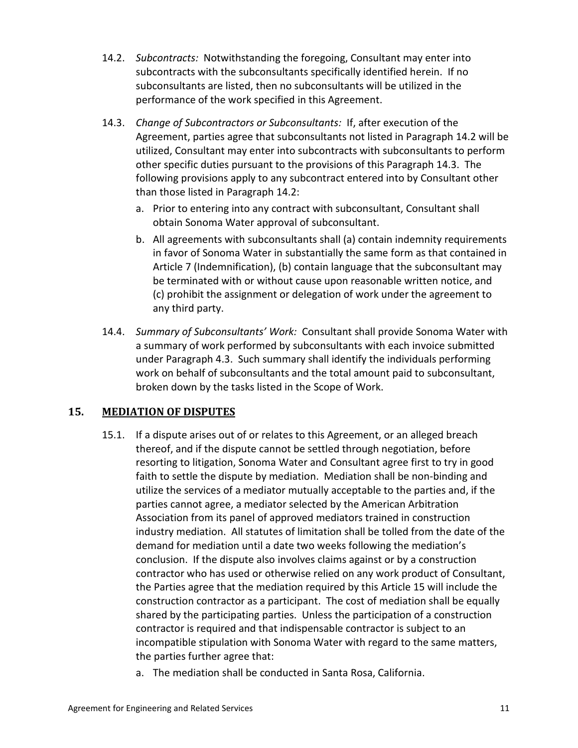14.2. *Subcontracts:* Notwithstanding the foregoing, Consultant may enter into subcontracts with the subconsultants specifically identified herein. If no subconsultants are listed, then no subconsultants will be utilized in the performance of the work specified in this Agreement.

14.3. *Change of Subcontractors or Subconsultants:* If, after execution of the Agreement, parties agree that subconsultants not listed in Paragraph 14.2 will be utilized, Consultant may enter into subcontracts with subconsultants to perform other specific duties pursuant to the provisions of this Paragraph 14.3. The following provisions apply to any subcontract entered into by Consultant other than those listed in Paragraph 14.2:

a. Prior to entering into any contract with subconsultant, Consultant shall obtain Sonoma Water approval of subconsultant.

b. All agreements with subconsultants shall (a) contain indemnity requirements in favor of Sonoma Water in substantially the same form as that contained in Article 7 (Indemnification), (b) contain language that the subconsultant may be terminated with or without cause upon reasonable written notice, and (c) prohibit the assignment or delegation of work under the agreement to any third party.

14.4. *Summary of Subconsultants' Work:* Consultant shall provide Sonoma Water with a summary of work performed by subconsultants with each invoice submitted under Paragraph 4.3. Such summary shall identify the individuals performing work on behalf of subconsultants and the total amount paid to subconsultant, broken down by the tasks listed in the Scope of Work.

## 15. MEDIATION OF DISPUTES

15.1. If a dispute arises out of or relates to this Agreement, or an alleged breach thereof, and if the dispute cannot be settled through negotiation, before resorting to litigation, Sonoma Water and Consultant agree first to try in good faith to settle the dispute by mediation. Mediation shall be non-binding and utilize the services of a mediator mutually acceptable to the parties and, if the parties cannot agree, a mediator selected by the American Arbitration Association from its panel of approved mediators trained in construction industry mediation. All statutes of limitation shall be tolled from the date of the demand for mediation until a date two weeks following the mediation's conclusion. If the dispute also involves claims against or by a construction contractor who has used or otherwise relied on any work product of Consultant, the Parties agree that the mediation required by this Article 15 will include the construction contractor as a participant. The cost of mediation shall be equally shared by the participating parties. Unless the participation of a construction contractor is required and that indispensable contractor is subject to an incompatible stipulation with Sonoma Water with regard to the same matters, the parties further agree that:

a. The mediation shall be conducted in Santa Rosa, California.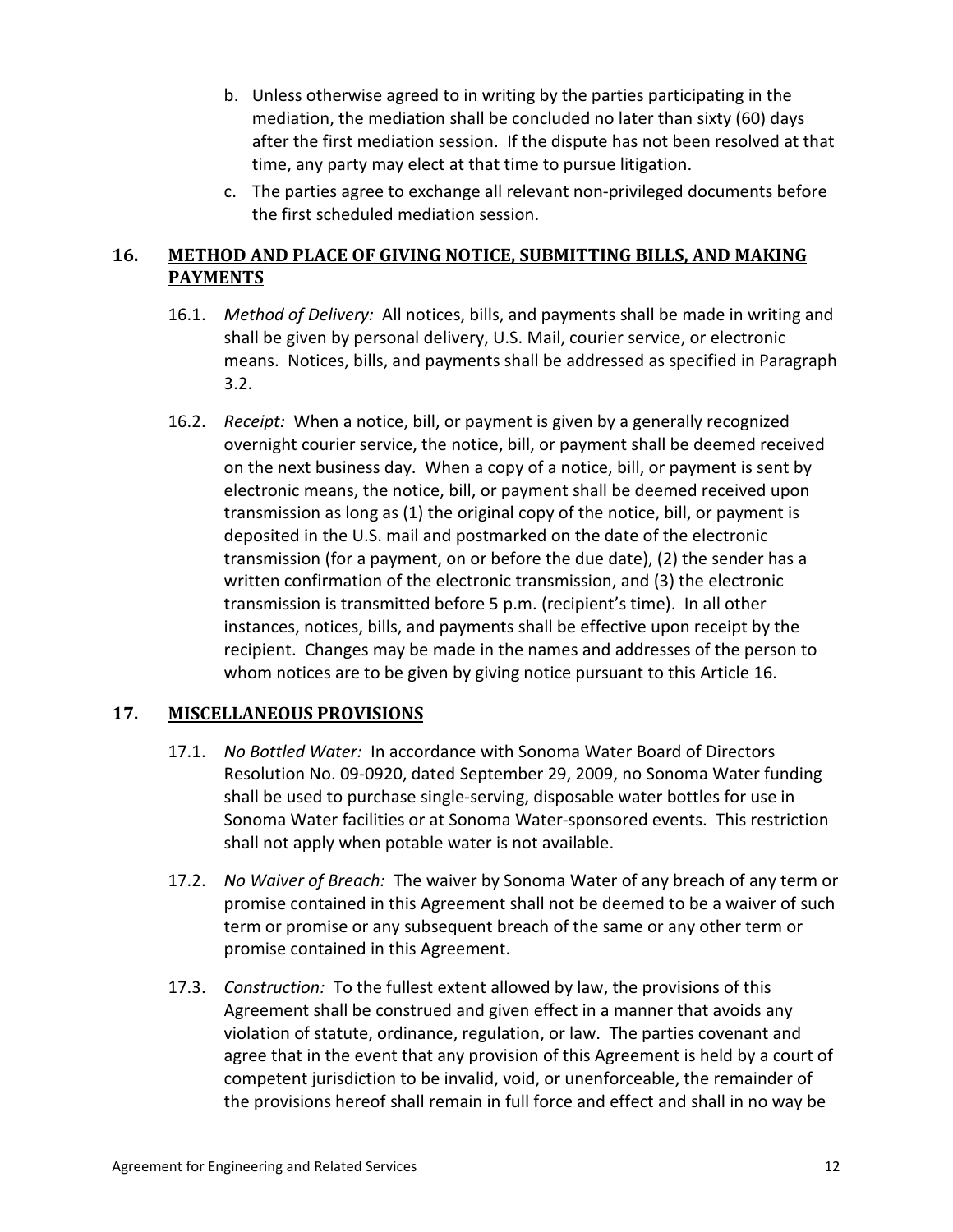b. Unless otherwise agreed to in writing by the parties participating in the mediation, the mediation shall be concluded no later than sixty (60) days after the first mediation session. If the dispute has not been resolved at that time, any party may elect at that time to pursue litigation.

c. The parties agree to exchange all relevant non-privileged documents before the first scheduled mediation session.

## 16. METHOD AND PLACE OF GIVING NOTICE, SUBMITTING BILLS, AND MAKING PAYMENTS

16.1. *Method of Delivery:* All notices, bills, and payments shall be made in writing and shall be given by personal delivery, U.S. Mail, courier service, or electronic means. Notices, bills, and payments shall be addressed as specified in Paragraph 3.2.

16.2. *Receipt:* When a notice, bill, or payment is given by a generally recognized overnight courier service, the notice, bill, or payment shall be deemed received on the next business day. When a copy of a notice, bill, or payment is sent by electronic means, the notice, bill, or payment shall be deemed received upon transmission as long as (1) the original copy of the notice, bill, or payment is deposited in the U.S. mail and postmarked on the date of the electronic transmission (for a payment, on or before the due date), (2) the sender has a written confirmation of the electronic transmission, and (3) the electronic transmission is transmitted before 5 p.m. (recipient's time). In all other instances, notices, bills, and payments shall be effective upon receipt by the recipient. Changes may be made in the names and addresses of the person to whom notices are to be given by giving notice pursuant to this Article 16.

## 17. MISCELLANEOUS PROVISIONS

17.1. *No Bottled Water:* In accordance with Sonoma Water Board of Directors Resolution No. 09-0920, dated September 29, 2009, no Sonoma Water funding shall be used to purchase single-serving, disposable water bottles for use in Sonoma Water facilities or at Sonoma Water-sponsored events. This restriction shall not apply when potable water is not available.

17.2. *No Waiver of Breach:* The waiver by Sonoma Water of any breach of any term or promise contained in this Agreement shall not be deemed to be a waiver of such term or promise or any subsequent breach of the same or any other term or promise contained in this Agreement.

17.3. *Construction:* To the fullest extent allowed by law, the provisions of this Agreement shall be construed and given effect in a manner that avoids any violation of statute, ordinance, regulation, or law. The parties covenant and agree that in the event that any provision of this Agreement is held by a court of competent jurisdiction to be invalid, void, or unenforceable, the remainder of the provisions hereof shall remain in full force and effect and shall in no way be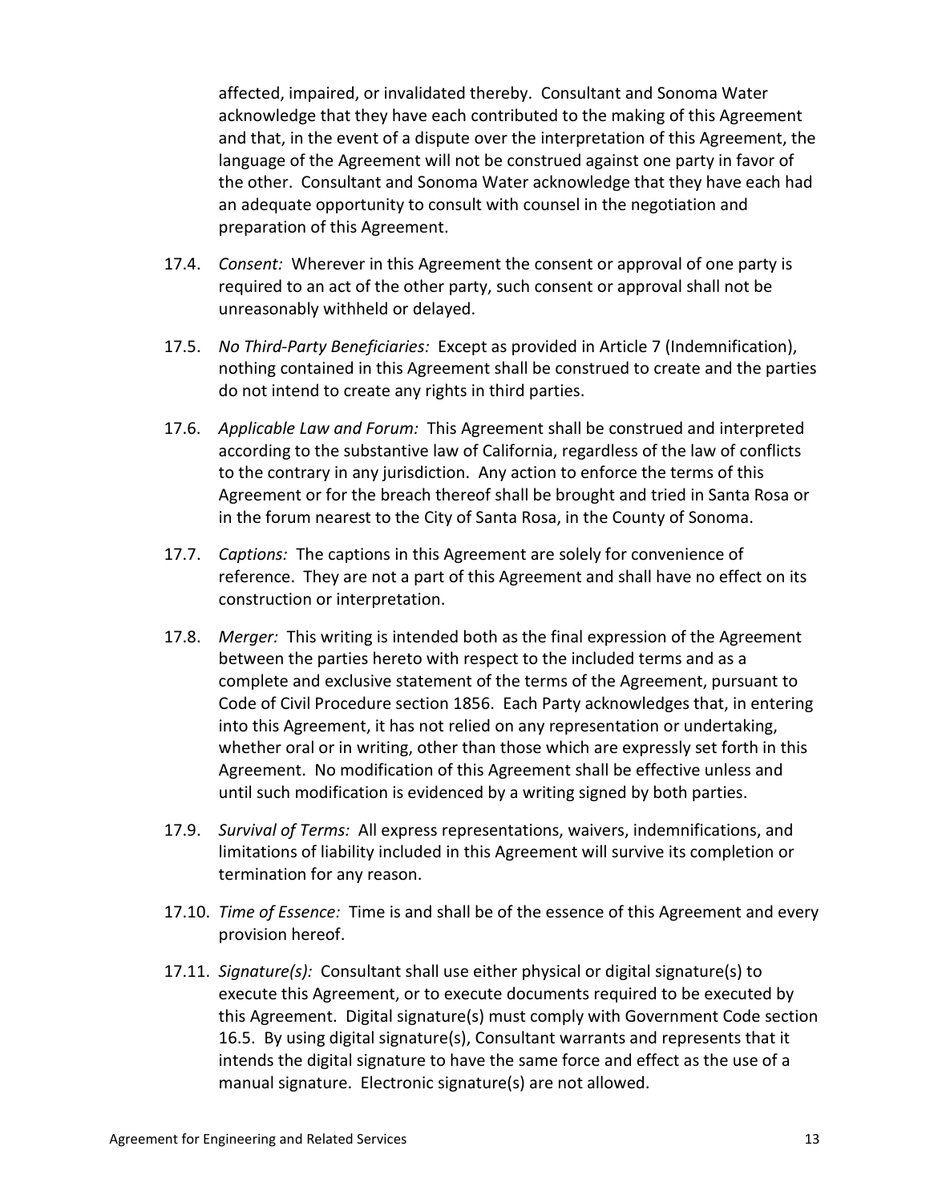affected, impaired, or invalidated thereby. Consultant and Sonoma Water acknowledge that they have each contributed to the making of this Agreement and that, in the event of a dispute over the interpretation of this Agreement, the language of the Agreement will not be construed against one party in favor of the other. Consultant and Sonoma Water acknowledge that they have each had an adequate opportunity to consult with counsel in the negotiation and preparation of this Agreement.

17.4. *Consent:* Wherever in this Agreement the consent or approval of one party is required to an act of the other party, such consent or approval shall not be unreasonably withheld or delayed.

17.5. *No Third-Party Beneficiaries:* Except as provided in Article 7 (Indemnification), nothing contained in this Agreement shall be construed to create and the parties do not intend to create any rights in third parties.

17.6. *Applicable Law and Forum:* This Agreement shall be construed and interpreted according to the substantive law of California, regardless of the law of conflicts to the contrary in any jurisdiction. Any action to enforce the terms of this Agreement or for the breach thereof shall be brought and tried in Santa Rosa or in the forum nearest to the City of Santa Rosa, in the County of Sonoma.

17.7. *Captions:* The captions in this Agreement are solely for convenience of reference. They are not a part of this Agreement and shall have no effect on its construction or interpretation.

17.8. *Merger:* This writing is intended both as the final expression of the Agreement between the parties hereto with respect to the included terms and as a complete and exclusive statement of the terms of the Agreement, pursuant to Code of Civil Procedure section 1856. Each Party acknowledges that, in entering into this Agreement, it has not relied on any representation or undertaking, whether oral or in writing, other than those which are expressly set forth in this Agreement. No modification of this Agreement shall be effective unless and until such modification is evidenced by a writing signed by both parties.

17.9. *Survival of Terms:* All express representations, waivers, indemnifications, and limitations of liability included in this Agreement will survive its completion or termination for any reason.

17.10. *Time of Essence:* Time is and shall be of the essence of this Agreement and every provision hereof.

17.11. *Signature(s):* Consultant shall use either physical or digital signature(s) to execute this Agreement, or to execute documents required to be executed by this Agreement. Digital signature(s) must comply with Government Code section 16.5. By using digital signature(s), Consultant warrants and represents that it intends the digital signature to have the same force and effect as the use of a manual signature. Electronic signature(s) are not allowed.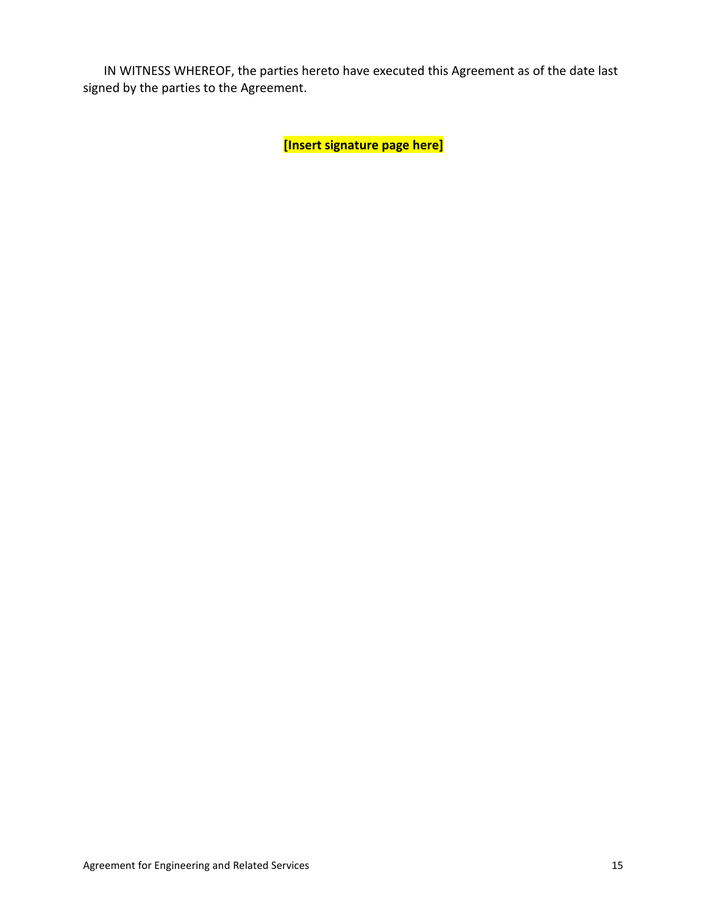IN WITNESS WHEREOF, the parties hereto have executed this Agreement as of the date last signed by the parties to the Agreement.

**[Insert signature page here]**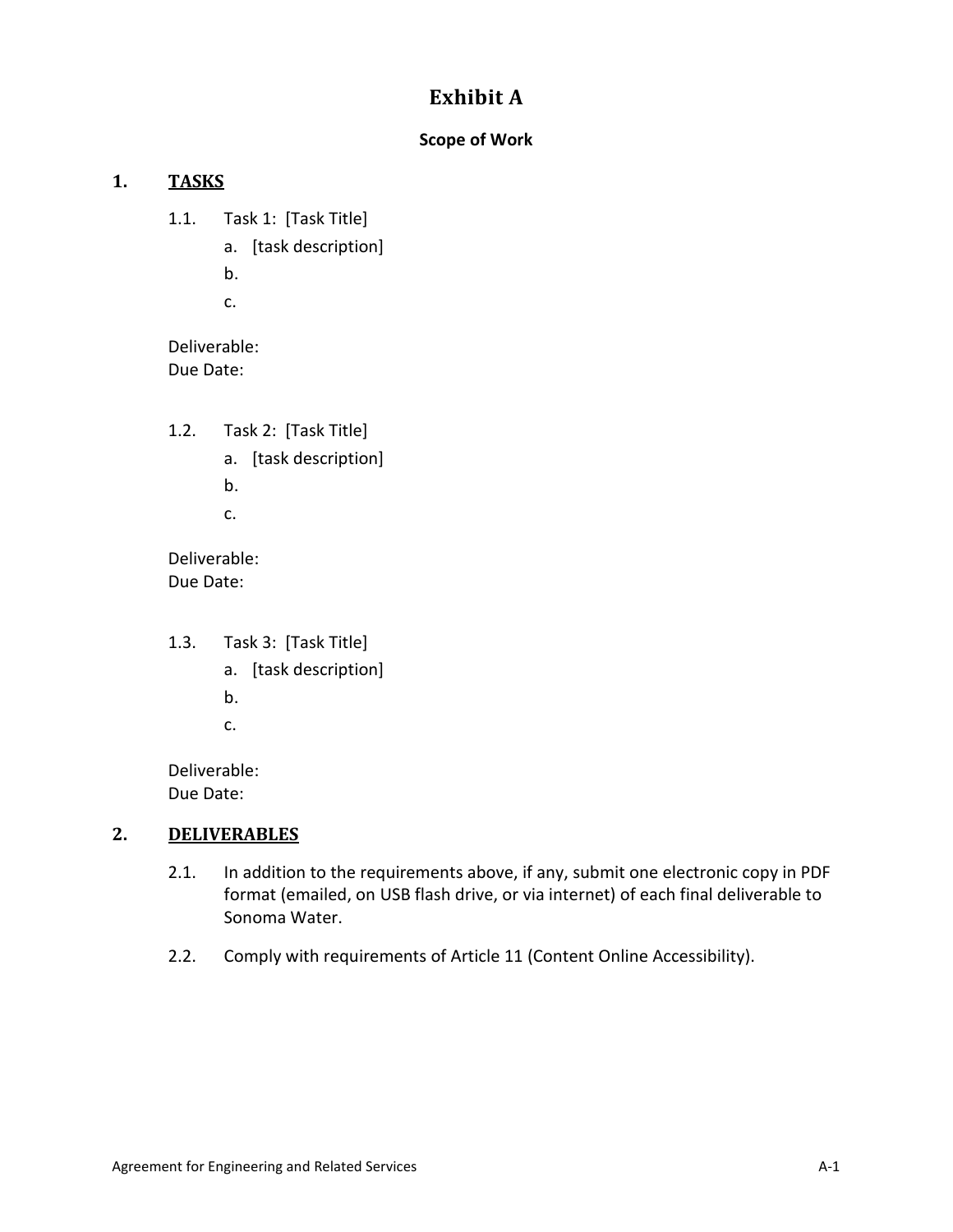# Exhibit A

**Scope of Work**

## 1. TASKS

1.1. Task 1: [Task Title]

a. [task description]

b.

c.

Deliverable:
Due Date:

1.2. Task 2: [Task Title]

a. [task description]

b.

c.

Deliverable:
Due Date:

1.3. Task 3: [Task Title]

a. [task description]

b.

c.

Deliverable:
Due Date:

## 2. DELIVERABLES

2.1. In addition to the requirements above, if any, submit one electronic copy in PDF format (emailed, on USB flash drive, or via internet) of each final deliverable to Sonoma Water.

2.2. Comply with requirements of Article 11 (Content Online Accessibility).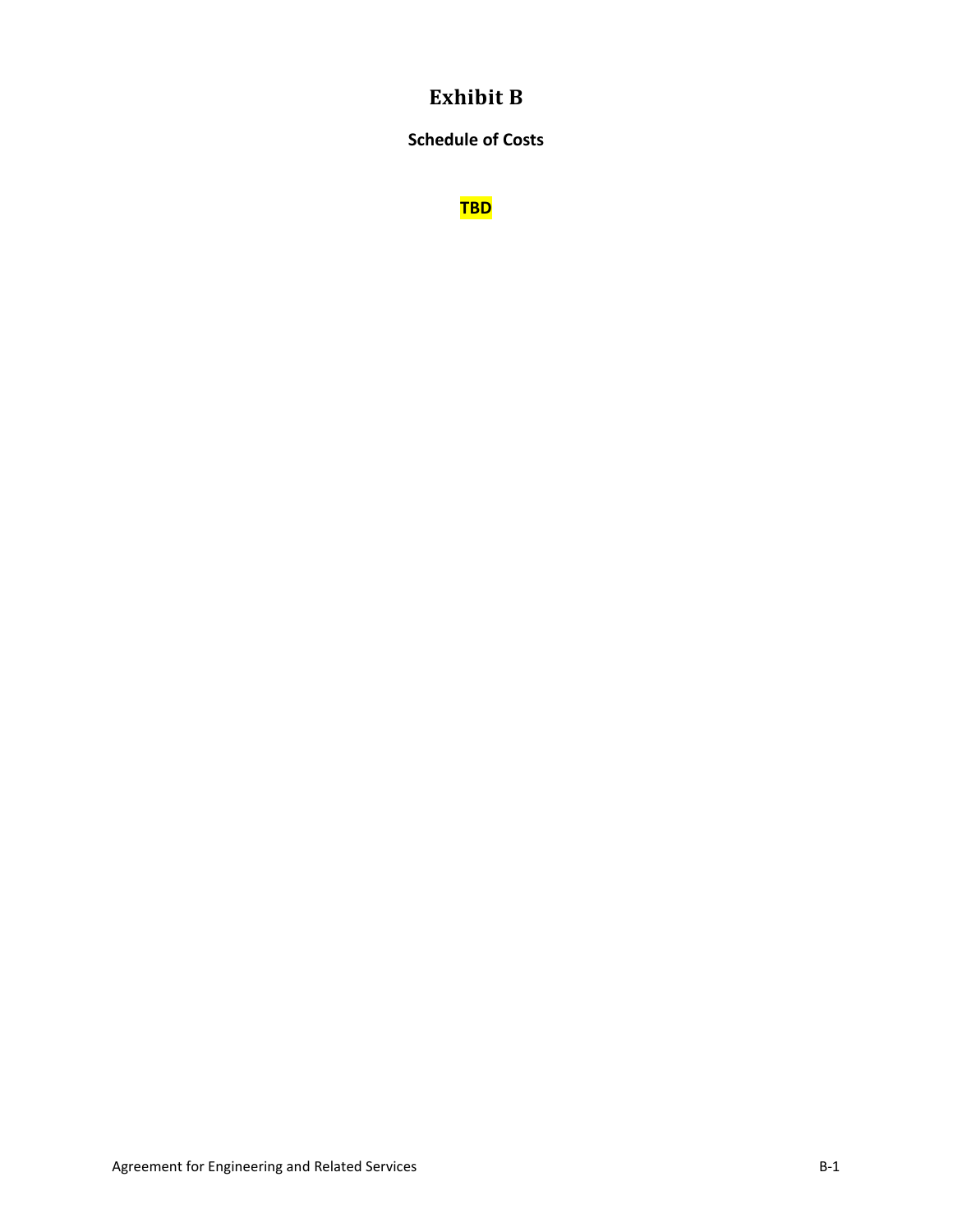# Exhibit B

## Schedule of Costs

**TBD**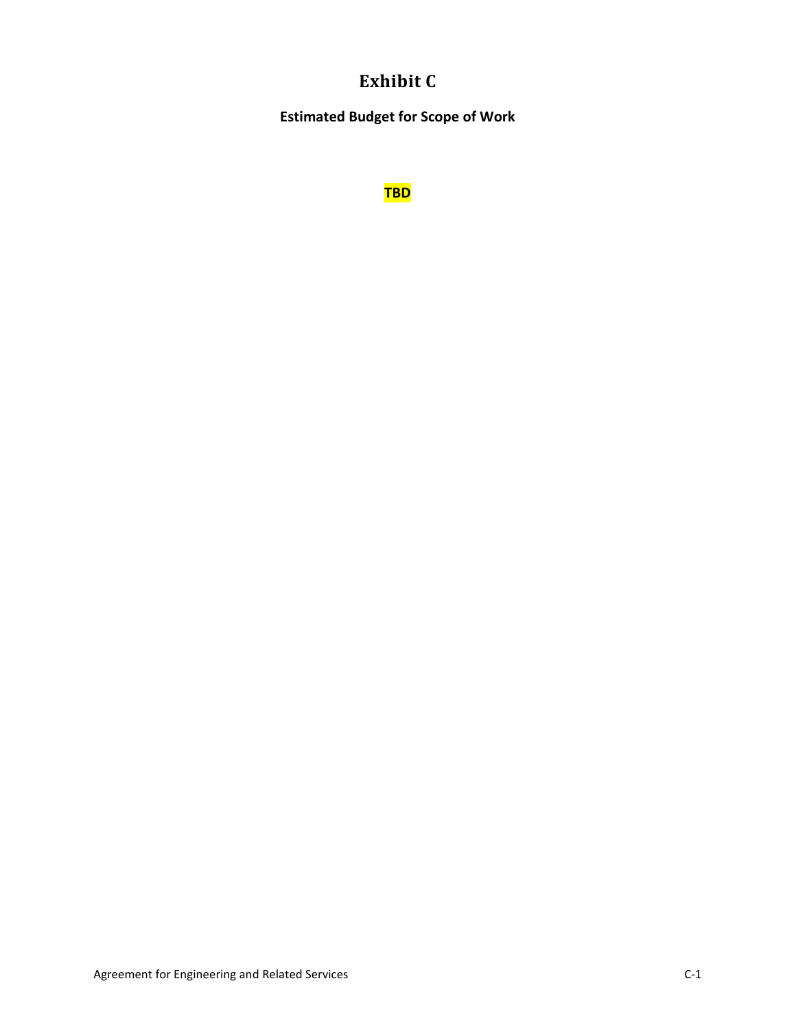# Exhibit C

**Estimated Budget for Scope of Work**

**TBD**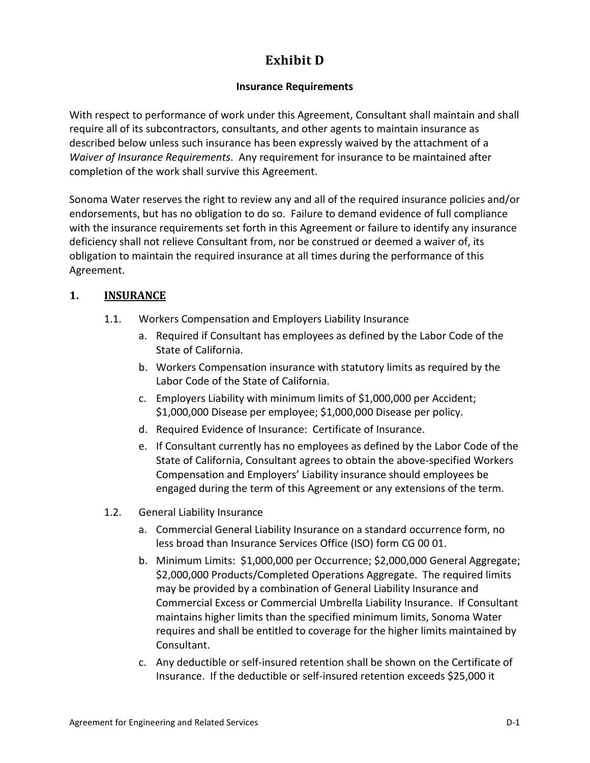# Exhibit D

**Insurance Requirements**

With respect to performance of work under this Agreement, Consultant shall maintain and shall require all of its subcontractors, consultants, and other agents to maintain insurance as described below unless such insurance has been expressly waived by the attachment of a *Waiver of Insurance Requirements*. Any requirement for insurance to be maintained after completion of the work shall survive this Agreement.

Sonoma Water reserves the right to review any and all of the required insurance policies and/or endorsements, but has no obligation to do so. Failure to demand evidence of full compliance with the insurance requirements set forth in this Agreement or failure to identify any insurance deficiency shall not relieve Consultant from, nor be construed or deemed a waiver of, its obligation to maintain the required insurance at all times during the performance of this Agreement.

## 1. INSURANCE

1.1. Workers Compensation and Employers Liability Insurance

a. Required if Consultant has employees as defined by the Labor Code of the State of California.

b. Workers Compensation insurance with statutory limits as required by the Labor Code of the State of California.

c. Employers Liability with minimum limits of $1,000,000 per Accident; $1,000,000 Disease per employee; $1,000,000 Disease per policy.

d. Required Evidence of Insurance: Certificate of Insurance.

e. If Consultant currently has no employees as defined by the Labor Code of the State of California, Consultant agrees to obtain the above-specified Workers Compensation and Employers' Liability insurance should employees be engaged during the term of this Agreement or any extensions of the term.

1.2. General Liability Insurance

a. Commercial General Liability Insurance on a standard occurrence form, no less broad than Insurance Services Office (ISO) form CG 00 01.

b. Minimum Limits: $1,000,000 per Occurrence; $2,000,000 General Aggregate; $2,000,000 Products/Completed Operations Aggregate. The required limits may be provided by a combination of General Liability Insurance and Commercial Excess or Commercial Umbrella Liability Insurance. If Consultant maintains higher limits than the specified minimum limits, Sonoma Water requires and shall be entitled to coverage for the higher limits maintained by Consultant.

c. Any deductible or self-insured retention shall be shown on the Certificate of Insurance. If the deductible or self-insured retention exceeds $25,000 it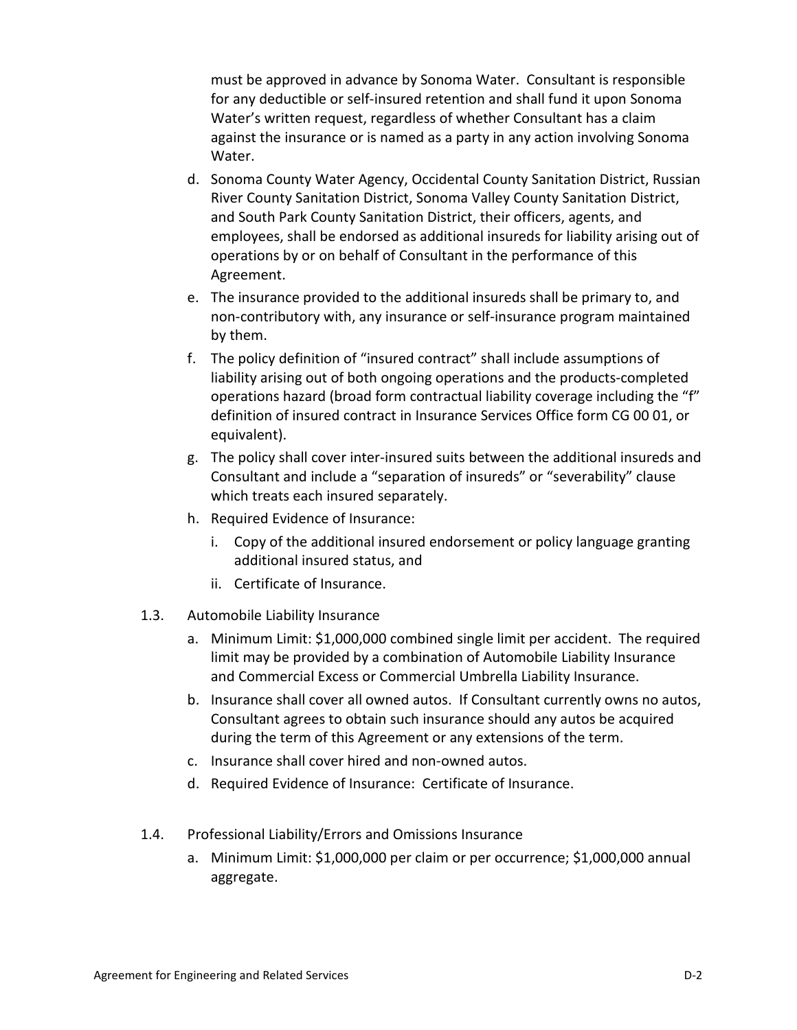must be approved in advance by Sonoma Water. Consultant is responsible for any deductible or self-insured retention and shall fund it upon Sonoma Water's written request, regardless of whether Consultant has a claim against the insurance or is named as a party in any action involving Sonoma Water.

d. Sonoma County Water Agency, Occidental County Sanitation District, Russian River County Sanitation District, Sonoma Valley County Sanitation District, and South Park County Sanitation District, their officers, agents, and employees, shall be endorsed as additional insureds for liability arising out of operations by or on behalf of Consultant in the performance of this Agreement.

e. The insurance provided to the additional insureds shall be primary to, and non-contributory with, any insurance or self-insurance program maintained by them.

f. The policy definition of "insured contract" shall include assumptions of liability arising out of both ongoing operations and the products-completed operations hazard (broad form contractual liability coverage including the "f" definition of insured contract in Insurance Services Office form CG 00 01, or equivalent).

g. The policy shall cover inter-insured suits between the additional insureds and Consultant and include a "separation of insureds" or "severability" clause which treats each insured separately.

h. Required Evidence of Insurance:

   i. Copy of the additional insured endorsement or policy language granting additional insured status, and

   ii. Certificate of Insurance.

1.3. Automobile Liability Insurance

a. Minimum Limit: $1,000,000 combined single limit per accident. The required limit may be provided by a combination of Automobile Liability Insurance and Commercial Excess or Commercial Umbrella Liability Insurance.

b. Insurance shall cover all owned autos. If Consultant currently owns no autos, Consultant agrees to obtain such insurance should any autos be acquired during the term of this Agreement or any extensions of the term.

c. Insurance shall cover hired and non-owned autos.

d. Required Evidence of Insurance: Certificate of Insurance.

1.4. Professional Liability/Errors and Omissions Insurance

a. Minimum Limit: $1,000,000 per claim or per occurrence; $1,000,000 annual aggregate.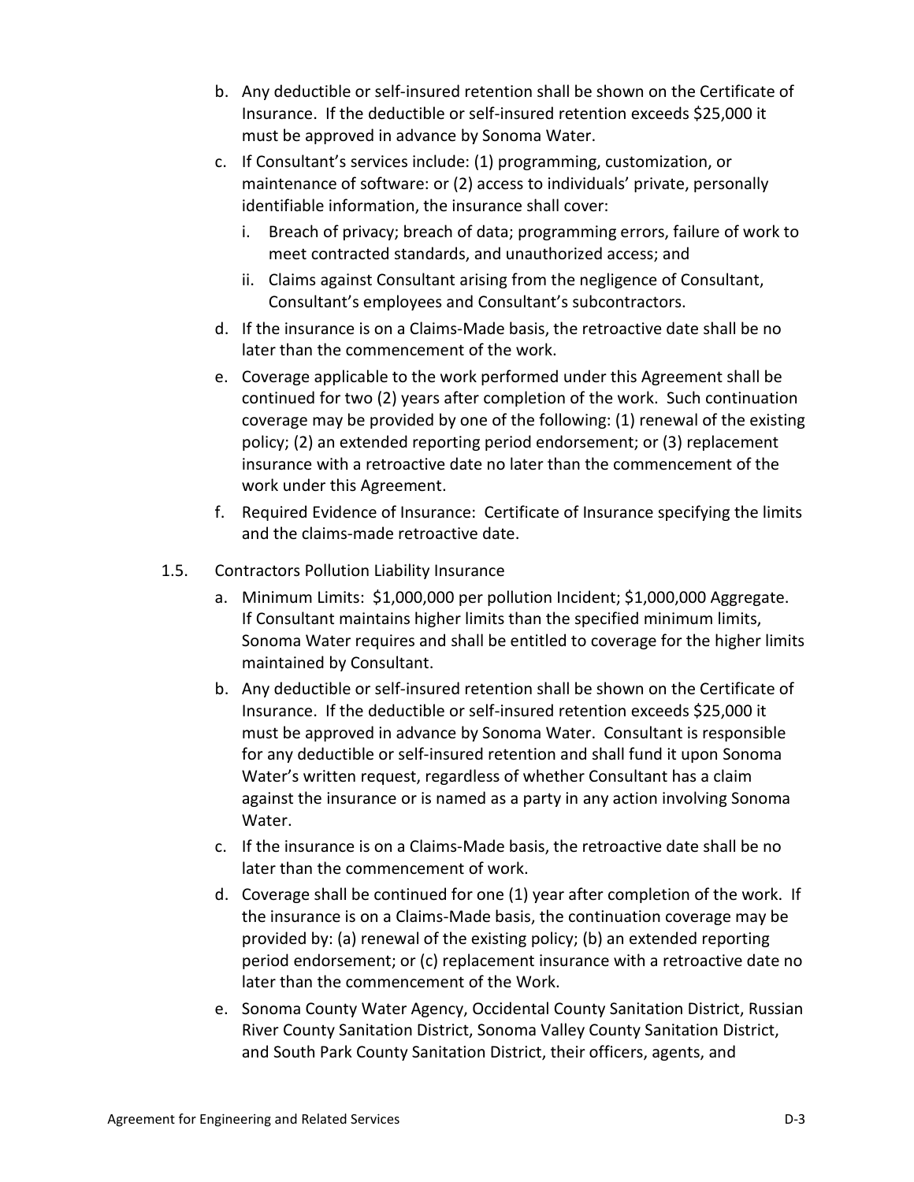b. Any deductible or self-insured retention shall be shown on the Certificate of Insurance. If the deductible or self-insured retention exceeds $25,000 it must be approved in advance by Sonoma Water.

c. If Consultant's services include: (1) programming, customization, or maintenance of software: or (2) access to individuals' private, personally identifiable information, the insurance shall cover:

   i. Breach of privacy; breach of data; programming errors, failure of work to meet contracted standards, and unauthorized access; and

   ii. Claims against Consultant arising from the negligence of Consultant, Consultant's employees and Consultant's subcontractors.

d. If the insurance is on a Claims-Made basis, the retroactive date shall be no later than the commencement of the work.

e. Coverage applicable to the work performed under this Agreement shall be continued for two (2) years after completion of the work. Such continuation coverage may be provided by one of the following: (1) renewal of the existing policy; (2) an extended reporting period endorsement; or (3) replacement insurance with a retroactive date no later than the commencement of the work under this Agreement.

f. Required Evidence of Insurance: Certificate of Insurance specifying the limits and the claims-made retroactive date.

1.5. Contractors Pollution Liability Insurance

a. Minimum Limits: $1,000,000 per pollution Incident; $1,000,000 Aggregate. If Consultant maintains higher limits than the specified minimum limits, Sonoma Water requires and shall be entitled to coverage for the higher limits maintained by Consultant.

b. Any deductible or self-insured retention shall be shown on the Certificate of Insurance. If the deductible or self-insured retention exceeds $25,000 it must be approved in advance by Sonoma Water. Consultant is responsible for any deductible or self-insured retention and shall fund it upon Sonoma Water's written request, regardless of whether Consultant has a claim against the insurance or is named as a party in any action involving Sonoma Water.

c. If the insurance is on a Claims-Made basis, the retroactive date shall be no later than the commencement of work.

d. Coverage shall be continued for one (1) year after completion of the work. If the insurance is on a Claims-Made basis, the continuation coverage may be provided by: (a) renewal of the existing policy; (b) an extended reporting period endorsement; or (c) replacement insurance with a retroactive date no later than the commencement of the Work.

e. Sonoma County Water Agency, Occidental County Sanitation District, Russian River County Sanitation District, Sonoma Valley County Sanitation District, and South Park County Sanitation District, their officers, agents, and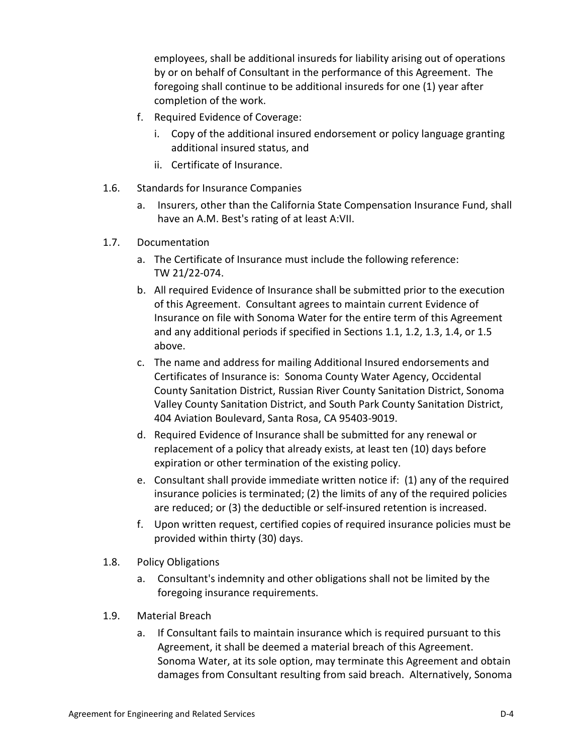employees, shall be additional insureds for liability arising out of operations by or on behalf of Consultant in the performance of this Agreement. The foregoing shall continue to be additional insureds for one (1) year after completion of the work.

f. Required Evidence of Coverage:
   i. Copy of the additional insured endorsement or policy language granting additional insured status, and
   ii. Certificate of Insurance.

1.6. Standards for Insurance Companies

a. Insurers, other than the California State Compensation Insurance Fund, shall have an A.M. Best's rating of at least A:VII.

1.7. Documentation

a. The Certificate of Insurance must include the following reference: TW 21/22-074.

b. All required Evidence of Insurance shall be submitted prior to the execution of this Agreement. Consultant agrees to maintain current Evidence of Insurance on file with Sonoma Water for the entire term of this Agreement and any additional periods if specified in Sections 1.1, 1.2, 1.3, 1.4, or 1.5 above.

c. The name and address for mailing Additional Insured endorsements and Certificates of Insurance is: Sonoma County Water Agency, Occidental County Sanitation District, Russian River County Sanitation District, Sonoma Valley County Sanitation District, and South Park County Sanitation District, 404 Aviation Boulevard, Santa Rosa, CA 95403-9019.

d. Required Evidence of Insurance shall be submitted for any renewal or replacement of a policy that already exists, at least ten (10) days before expiration or other termination of the existing policy.

e. Consultant shall provide immediate written notice if: (1) any of the required insurance policies is terminated; (2) the limits of any of the required policies are reduced; or (3) the deductible or self-insured retention is increased.

f. Upon written request, certified copies of required insurance policies must be provided within thirty (30) days.

1.8. Policy Obligations

a. Consultant's indemnity and other obligations shall not be limited by the foregoing insurance requirements.

1.9. Material Breach

a. If Consultant fails to maintain insurance which is required pursuant to this Agreement, it shall be deemed a material breach of this Agreement. Sonoma Water, at its sole option, may terminate this Agreement and obtain damages from Consultant resulting from said breach. Alternatively, Sonoma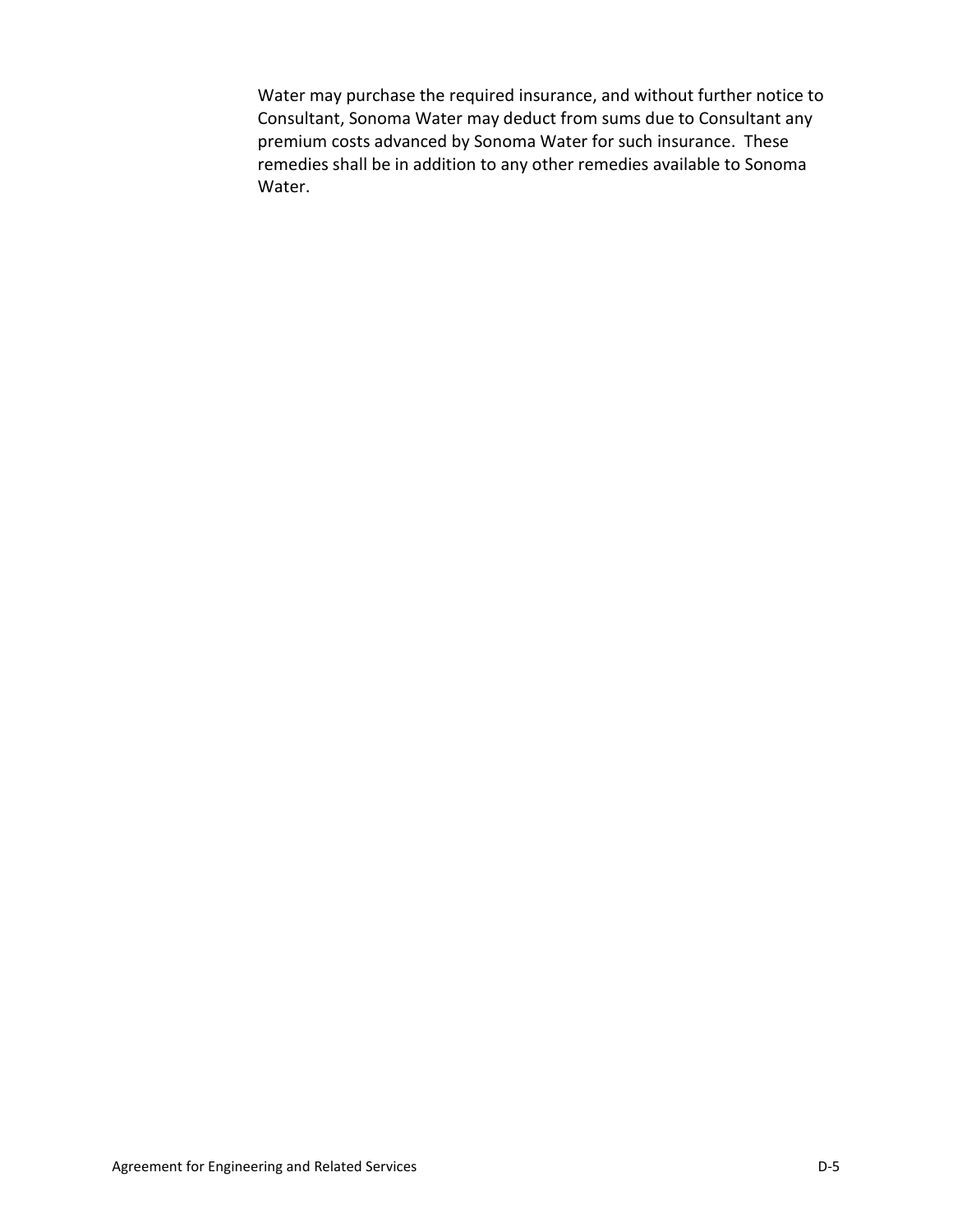Water may purchase the required insurance, and without further notice to Consultant, Sonoma Water may deduct from sums due to Consultant any premium costs advanced by Sonoma Water for such insurance. These remedies shall be in addition to any other remedies available to Sonoma Water.